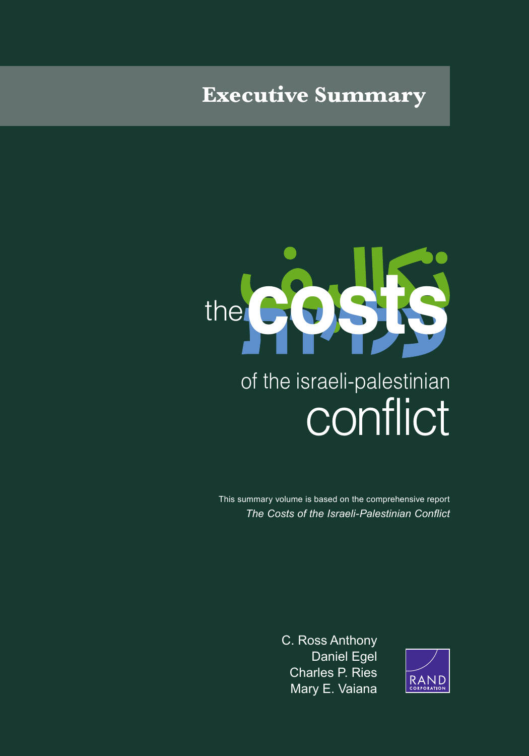# Executive Summary

# the costs of the israeli-palestinian conflict

This summary volume is based on the comprehensive report
*The Costs of the Israeli-Palestinian Conflict*

C. Ross Anthony
Daniel Egel
Charles P. Ries
Mary E. Vaiana

RAND CORPORATION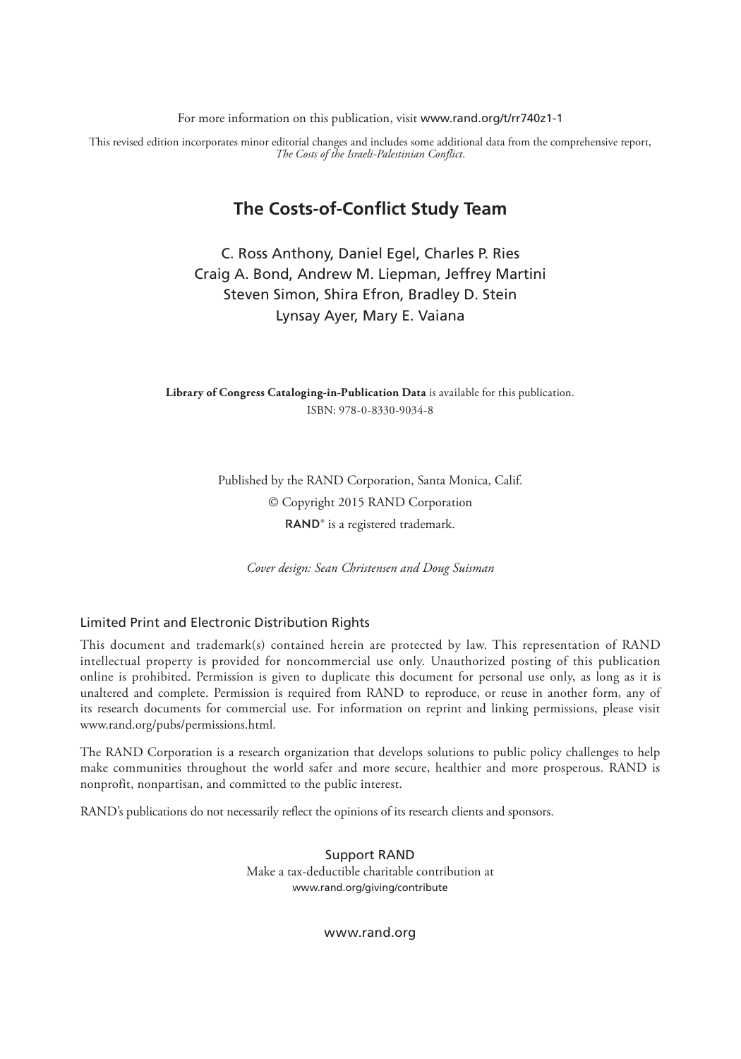For more information on this publication, visit www.rand.org/t/rr740z1-1

This revised edition incorporates minor editorial changes and includes some additional data from the comprehensive report, *The Costs of the Israeli-Palestinian Conflict*.

## The Costs-of-Conflict Study Team

C. Ross Anthony, Daniel Egel, Charles P. Ries
Craig A. Bond, Andrew M. Liepman, Jeffrey Martini
Steven Simon, Shira Efron, Bradley D. Stein
Lynsay Ayer, Mary E. Vaiana

**Library of Congress Cataloging-in-Publication Data** is available for this publication.
ISBN: 978-0-8330-9034-8

Published by the RAND Corporation, Santa Monica, Calif.
© Copyright 2015 RAND Corporation
**RAND**® is a registered trademark.

*Cover design: Sean Christensen and Doug Suisman*

### Limited Print and Electronic Distribution Rights

This document and trademark(s) contained herein are protected by law. This representation of RAND intellectual property is provided for noncommercial use only. Unauthorized posting of this publication online is prohibited. Permission is given to duplicate this document for personal use only, as long as it is unaltered and complete. Permission is required from RAND to reproduce, or reuse in another form, any of its research documents for commercial use. For information on reprint and linking permissions, please visit www.rand.org/pubs/permissions.html.

The RAND Corporation is a research organization that develops solutions to public policy challenges to help make communities throughout the world safer and more secure, healthier and more prosperous. RAND is nonprofit, nonpartisan, and committed to the public interest.

RAND's publications do not necessarily reflect the opinions of its research clients and sponsors.

Support RAND
Make a tax-deductible charitable contribution at
www.rand.org/giving/contribute

www.rand.org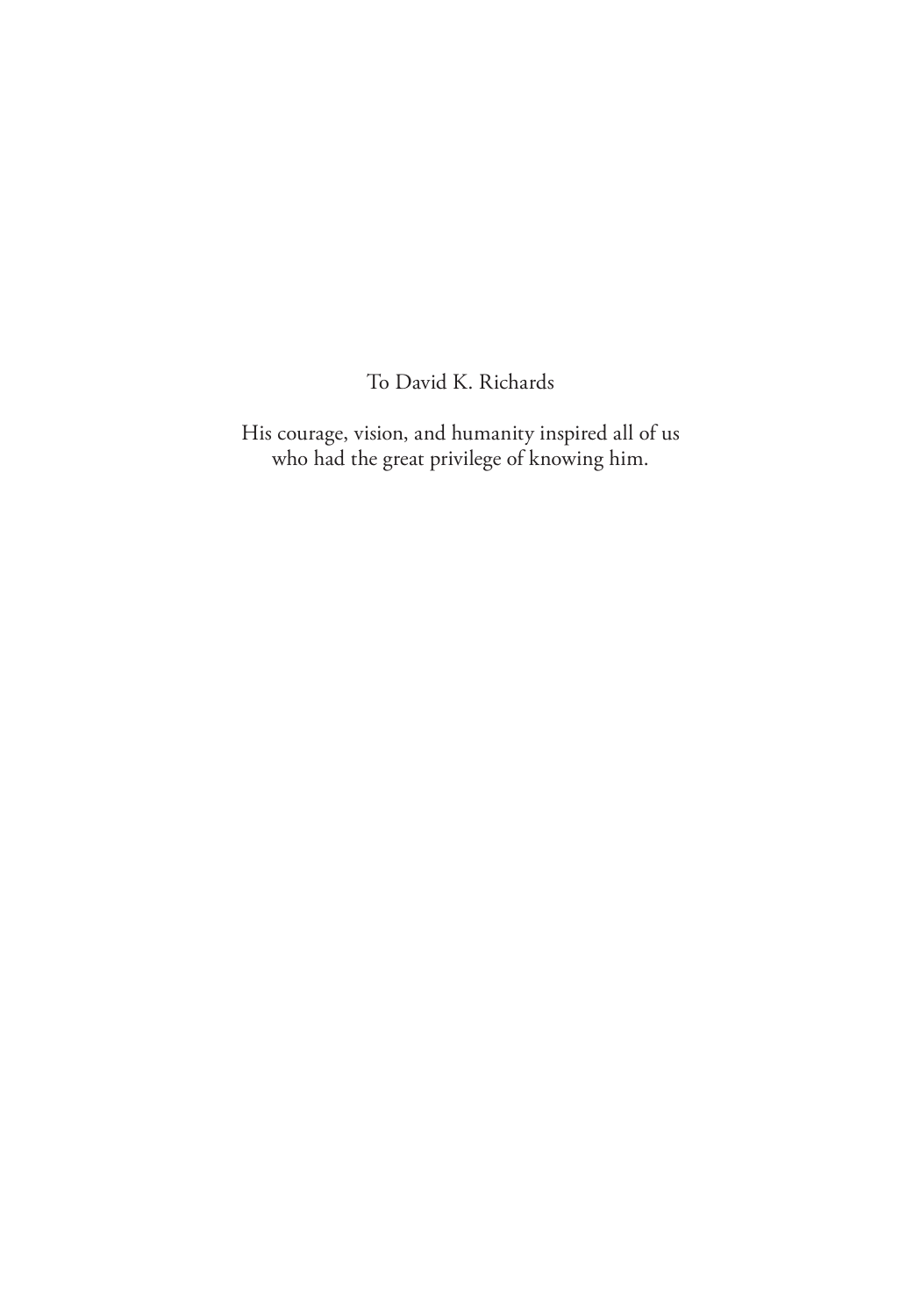To David K. Richards

His courage, vision, and humanity inspired all of us
who had the great privilege of knowing him.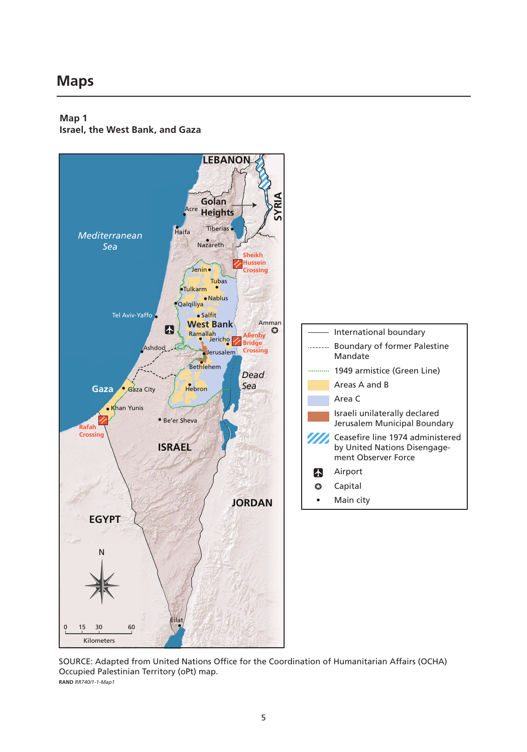# Maps

**Map 1**
**Israel, the West Bank, and Gaza**

SOURCE: Adapted from United Nations Office for the Coordination of Humanitarian Affairs (OCHA) Occupied Palestinian Territory (oPt) map.

RAND *RR740/1-1-Map1*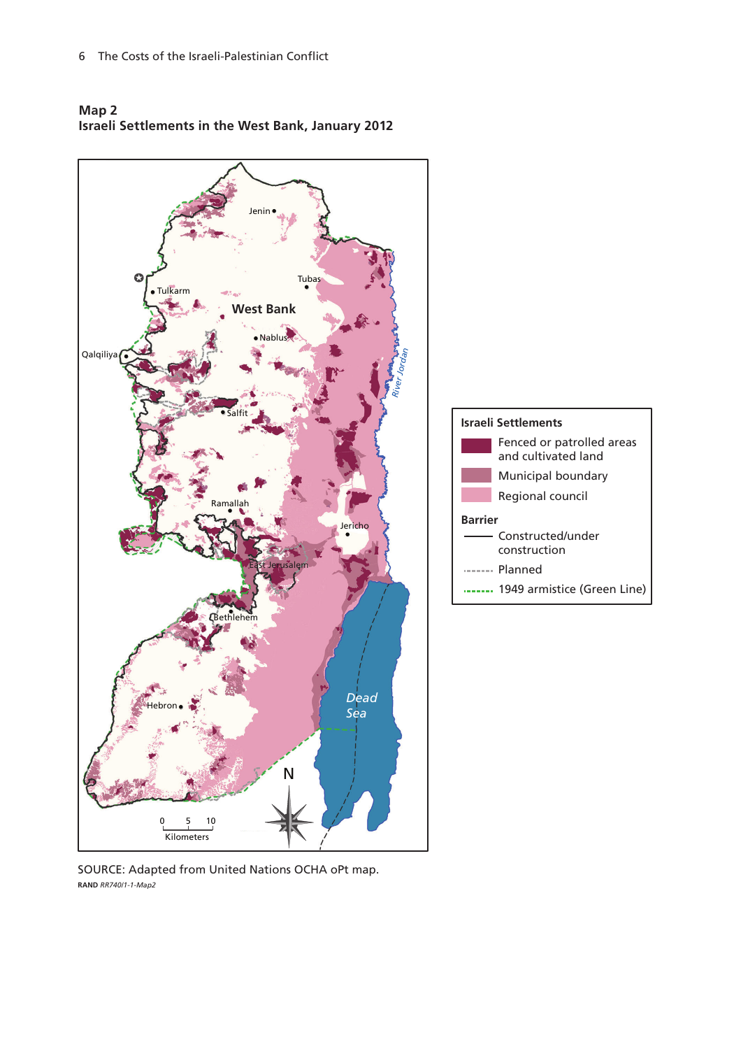**Map 2**
**Israeli Settlements in the West Bank, January 2012**

SOURCE: Adapted from United Nations OCHA oPt map.

RAND *RR740/1-1-Map2*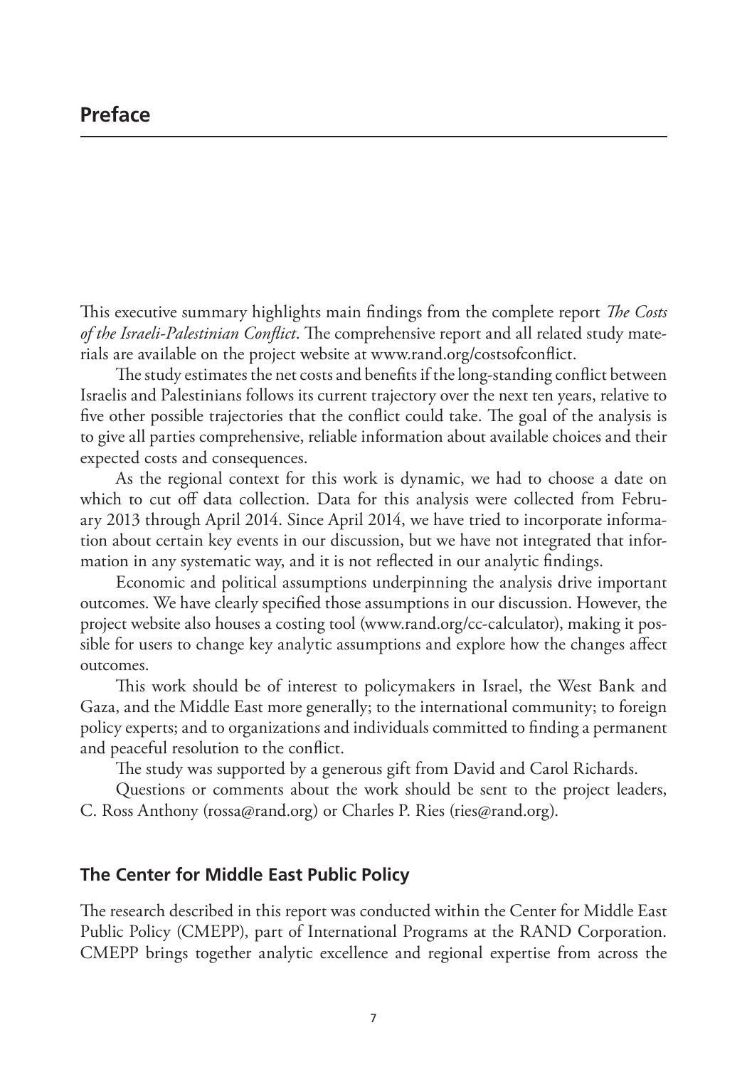# Preface

This executive summary highlights main findings from the complete report *The Costs of the Israeli-Palestinian Conflict*. The comprehensive report and all related study materials are available on the project website at www.rand.org/costsofconflict.

The study estimates the net costs and benefits if the long-standing conflict between Israelis and Palestinians follows its current trajectory over the next ten years, relative to five other possible trajectories that the conflict could take. The goal of the analysis is to give all parties comprehensive, reliable information about available choices and their expected costs and consequences.

As the regional context for this work is dynamic, we had to choose a date on which to cut off data collection. Data for this analysis were collected from February 2013 through April 2014. Since April 2014, we have tried to incorporate information about certain key events in our discussion, but we have not integrated that information in any systematic way, and it is not reflected in our analytic findings.

Economic and political assumptions underpinning the analysis drive important outcomes. We have clearly specified those assumptions in our discussion. However, the project website also houses a costing tool (www.rand.org/cc-calculator), making it possible for users to change key analytic assumptions and explore how the changes affect outcomes.

This work should be of interest to policymakers in Israel, the West Bank and Gaza, and the Middle East more generally; to the international community; to foreign policy experts; and to organizations and individuals committed to finding a permanent and peaceful resolution to the conflict.

The study was supported by a generous gift from David and Carol Richards.

Questions or comments about the work should be sent to the project leaders, C. Ross Anthony (rossa@rand.org) or Charles P. Ries (ries@rand.org).

## The Center for Middle East Public Policy

The research described in this report was conducted within the Center for Middle East Public Policy (CMEPP), part of International Programs at the RAND Corporation. CMEPP brings together analytic excellence and regional expertise from across the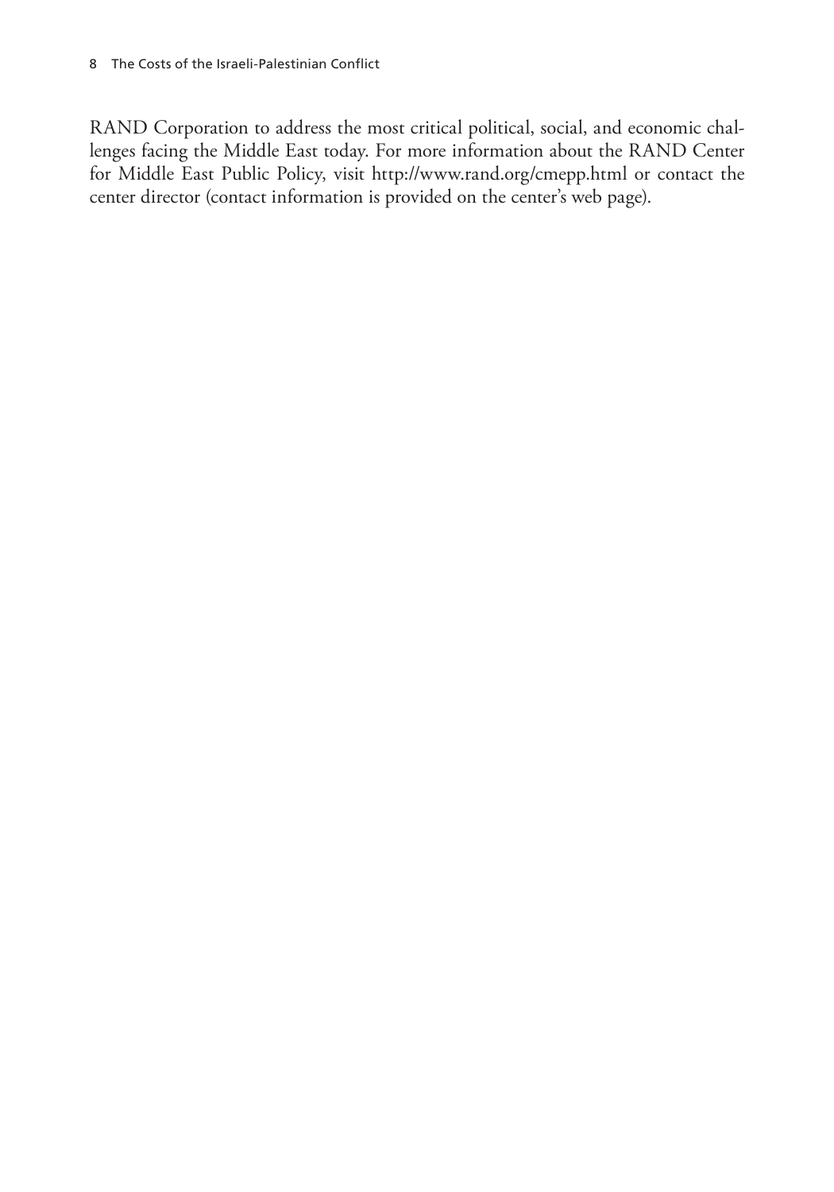RAND Corporation to address the most critical political, social, and economic challenges facing the Middle East today. For more information about the RAND Center for Middle East Public Policy, visit http://www.rand.org/cmepp.html or contact the center director (contact information is provided on the center's web page).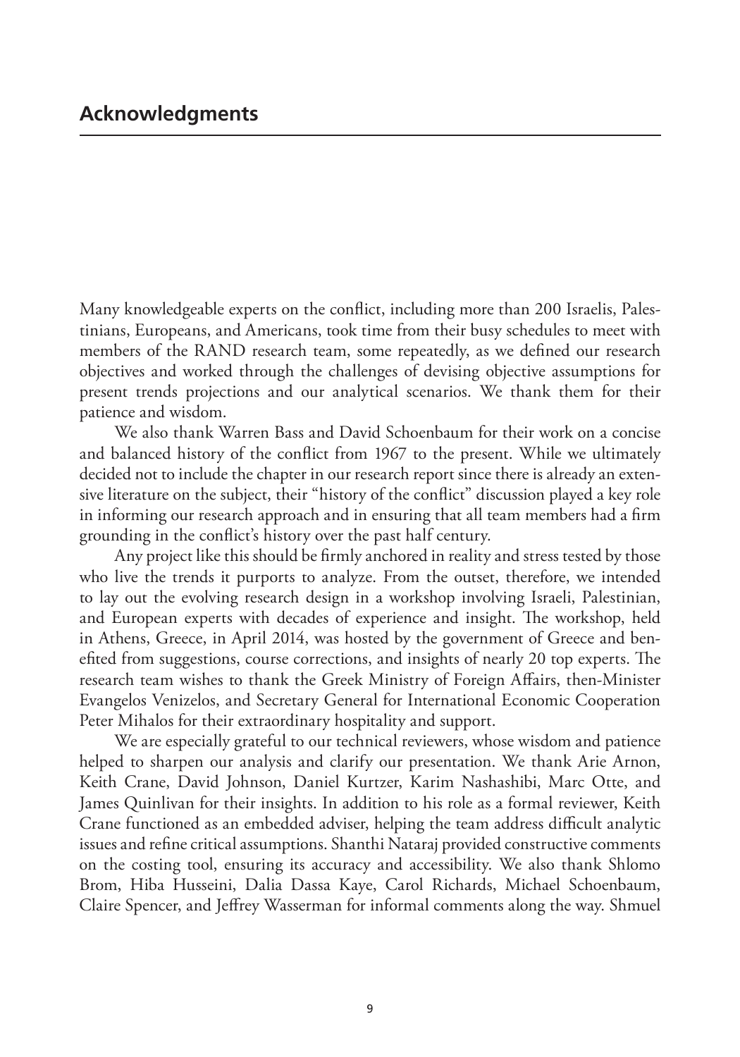## Acknowledgments

Many knowledgeable experts on the conflict, including more than 200 Israelis, Palestinians, Europeans, and Americans, took time from their busy schedules to meet with members of the RAND research team, some repeatedly, as we defined our research objectives and worked through the challenges of devising objective assumptions for present trends projections and our analytical scenarios. We thank them for their patience and wisdom.

We also thank Warren Bass and David Schoenbaum for their work on a concise and balanced history of the conflict from 1967 to the present. While we ultimately decided not to include the chapter in our research report since there is already an extensive literature on the subject, their "history of the conflict" discussion played a key role in informing our research approach and in ensuring that all team members had a firm grounding in the conflict's history over the past half century.

Any project like this should be firmly anchored in reality and stress tested by those who live the trends it purports to analyze. From the outset, therefore, we intended to lay out the evolving research design in a workshop involving Israeli, Palestinian, and European experts with decades of experience and insight. The workshop, held in Athens, Greece, in April 2014, was hosted by the government of Greece and benefited from suggestions, course corrections, and insights of nearly 20 top experts. The research team wishes to thank the Greek Ministry of Foreign Affairs, then-Minister Evangelos Venizelos, and Secretary General for International Economic Cooperation Peter Mihalos for their extraordinary hospitality and support.

We are especially grateful to our technical reviewers, whose wisdom and patience helped to sharpen our analysis and clarify our presentation. We thank Arie Arnon, Keith Crane, David Johnson, Daniel Kurtzer, Karim Nashashibi, Marc Otte, and James Quinlivan for their insights. In addition to his role as a formal reviewer, Keith Crane functioned as an embedded adviser, helping the team address difficult analytic issues and refine critical assumptions. Shanthi Nataraj provided constructive comments on the costing tool, ensuring its accuracy and accessibility. We also thank Shlomo Brom, Hiba Husseini, Dalia Dassa Kaye, Carol Richards, Michael Schoenbaum, Claire Spencer, and Jeffrey Wasserman for informal comments along the way. Shmuel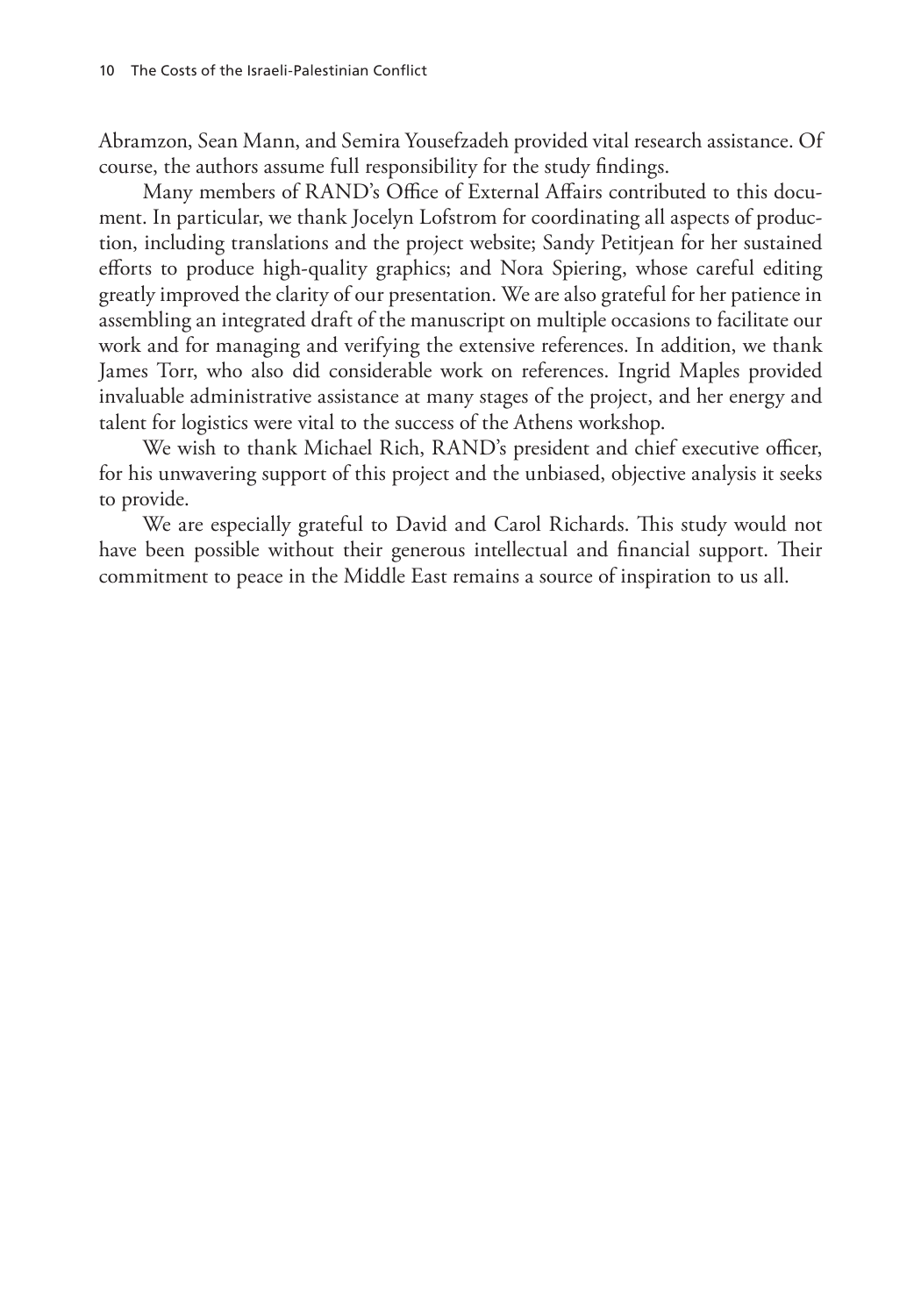Abramzon, Sean Mann, and Semira Yousefzadeh provided vital research assistance. Of course, the authors assume full responsibility for the study findings.

Many members of RAND's Office of External Affairs contributed to this document. In particular, we thank Jocelyn Lofstrom for coordinating all aspects of production, including translations and the project website; Sandy Petitjean for her sustained efforts to produce high-quality graphics; and Nora Spiering, whose careful editing greatly improved the clarity of our presentation. We are also grateful for her patience in assembling an integrated draft of the manuscript on multiple occasions to facilitate our work and for managing and verifying the extensive references. In addition, we thank James Torr, who also did considerable work on references. Ingrid Maples provided invaluable administrative assistance at many stages of the project, and her energy and talent for logistics were vital to the success of the Athens workshop.

We wish to thank Michael Rich, RAND's president and chief executive officer, for his unwavering support of this project and the unbiased, objective analysis it seeks to provide.

We are especially grateful to David and Carol Richards. This study would not have been possible without their generous intellectual and financial support. Their commitment to peace in the Middle East remains a source of inspiration to us all.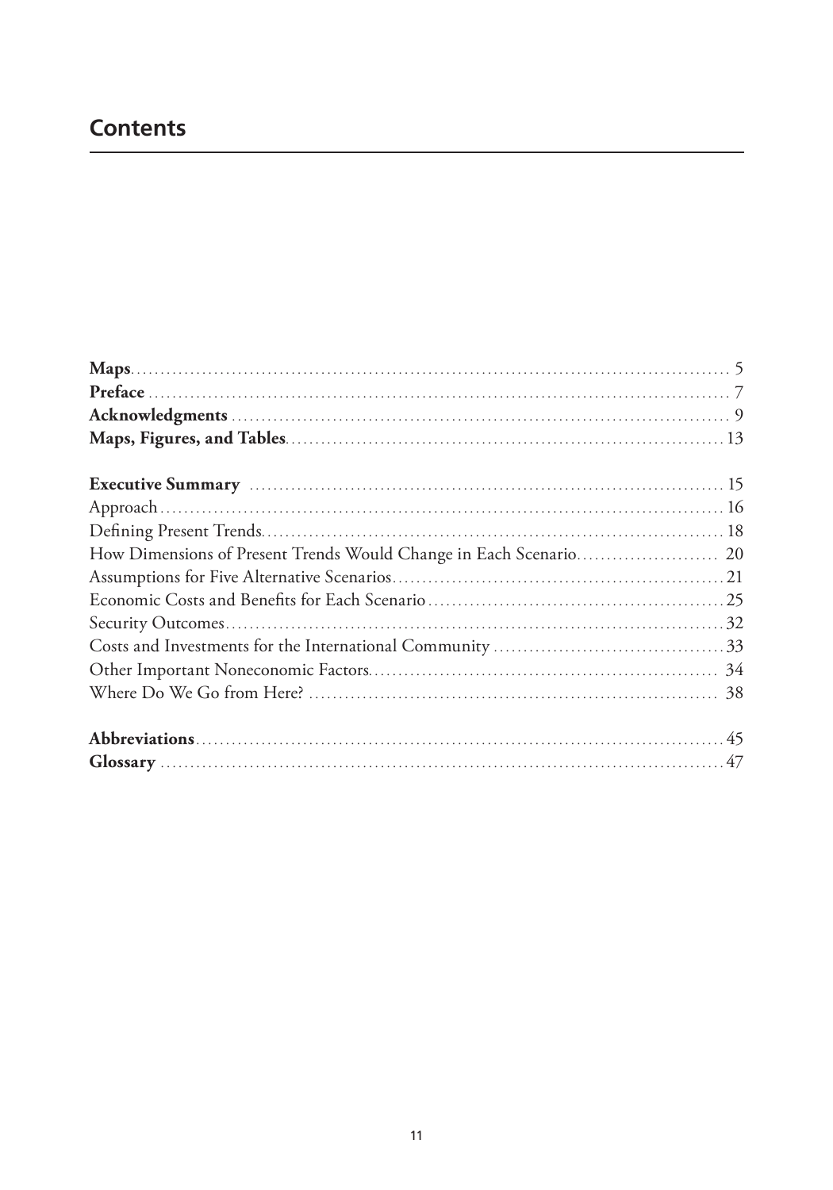## Contents

**Maps**.......... 5
**Preface**.......... 7
**Acknowledgments**.......... 9
**Maps, Figures, and Tables**.......... 13

**Executive Summary**.......... 15
Approach.......... 16
Defining Present Trends.......... 18
How Dimensions of Present Trends Would Change in Each Scenario.......... 20
Assumptions for Five Alternative Scenarios.......... 21
Economic Costs and Benefits for Each Scenario.......... 25
Security Outcomes.......... 32
Costs and Investments for the International Community.......... 33
Other Important Noneconomic Factors.......... 34
Where Do We Go from Here?.......... 38

**Abbreviations**.......... 45
**Glossary**.......... 47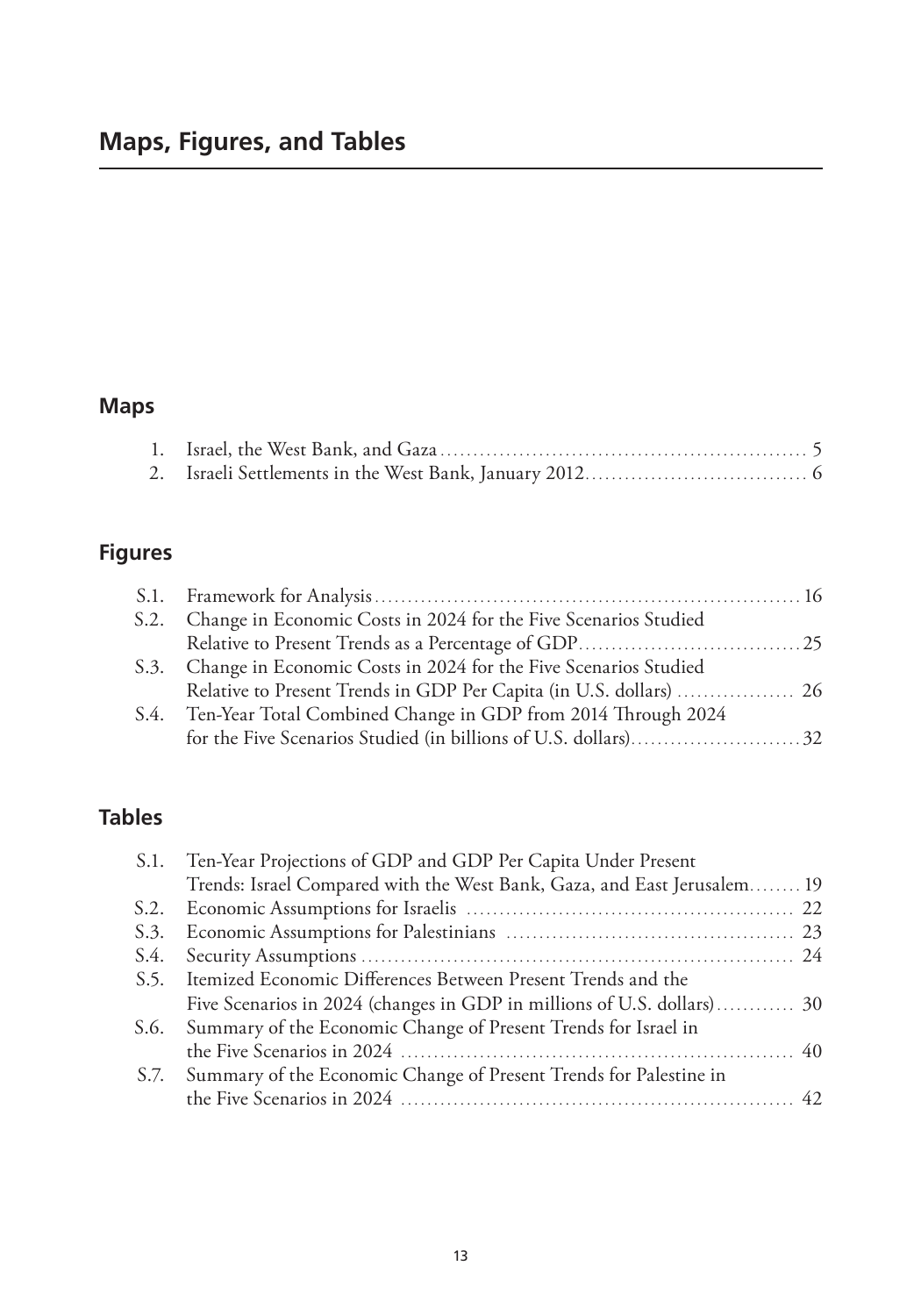# Maps, Figures, and Tables

## Maps

1. Israel, the West Bank, and Gaza ........................................................ 5
2. Israeli Settlements in the West Bank, January 2012 ................................. 6

## Figures

S.1. Framework for Analysis ................................................................ 16
S.2. Change in Economic Costs in 2024 for the Five Scenarios Studied Relative to Present Trends as a Percentage of GDP ................................. 25
S.3. Change in Economic Costs in 2024 for the Five Scenarios Studied Relative to Present Trends in GDP Per Capita (in U.S. dollars) .................. 26
S.4. Ten-Year Total Combined Change in GDP from 2014 Through 2024 for the Five Scenarios Studied (in billions of U.S. dollars) .......................... 32

## Tables

S.1. Ten-Year Projections of GDP and GDP Per Capita Under Present Trends: Israel Compared with the West Bank, Gaza, and East Jerusalem ........ 19
S.2. Economic Assumptions for Israelis ................................................. 22
S.3. Economic Assumptions for Palestinians ........................................... 23
S.4. Security Assumptions ................................................................. 24
S.5. Itemized Economic Differences Between Present Trends and the Five Scenarios in 2024 (changes in GDP in millions of U.S. dollars) ............ 30
S.6. Summary of the Economic Change of Present Trends for Israel in the Five Scenarios in 2024 ........................................................... 40
S.7. Summary of the Economic Change of Present Trends for Palestine in the Five Scenarios in 2024 ........................................................... 42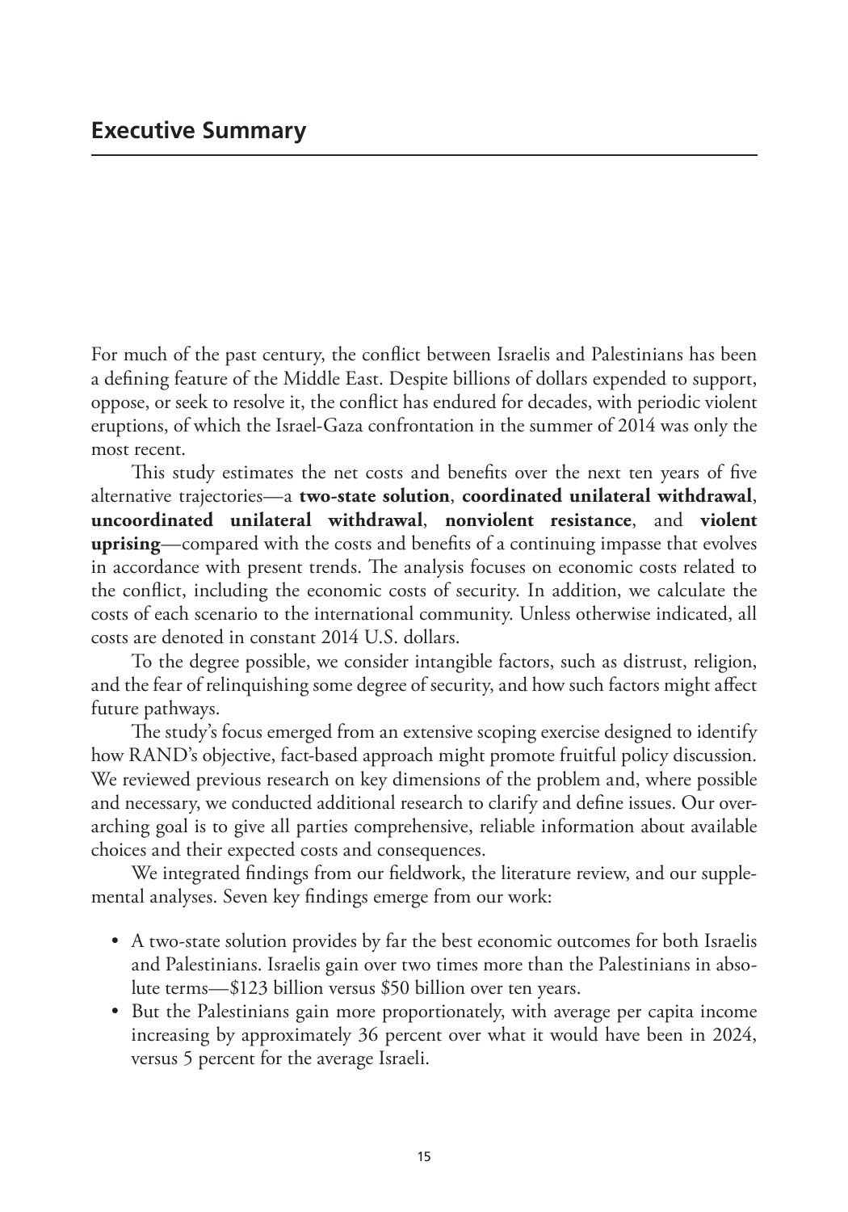## Executive Summary

For much of the past century, the conflict between Israelis and Palestinians has been a defining feature of the Middle East. Despite billions of dollars expended to support, oppose, or seek to resolve it, the conflict has endured for decades, with periodic violent eruptions, of which the Israel-Gaza confrontation in the summer of 2014 was only the most recent.

This study estimates the net costs and benefits over the next ten years of five alternative trajectories—a **two-state solution**, **coordinated unilateral withdrawal**, **uncoordinated unilateral withdrawal**, **nonviolent resistance**, and **violent uprising**—compared with the costs and benefits of a continuing impasse that evolves in accordance with present trends. The analysis focuses on economic costs related to the conflict, including the economic costs of security. In addition, we calculate the costs of each scenario to the international community. Unless otherwise indicated, all costs are denoted in constant 2014 U.S. dollars.

To the degree possible, we consider intangible factors, such as distrust, religion, and the fear of relinquishing some degree of security, and how such factors might affect future pathways.

The study's focus emerged from an extensive scoping exercise designed to identify how RAND's objective, fact-based approach might promote fruitful policy discussion. We reviewed previous research on key dimensions of the problem and, where possible and necessary, we conducted additional research to clarify and define issues. Our overarching goal is to give all parties comprehensive, reliable information about available choices and their expected costs and consequences.

We integrated findings from our fieldwork, the literature review, and our supplemental analyses. Seven key findings emerge from our work:

- A two-state solution provides by far the best economic outcomes for both Israelis and Palestinians. Israelis gain over two times more than the Palestinians in absolute terms—$123 billion versus $50 billion over ten years.
- But the Palestinians gain more proportionately, with average per capita income increasing by approximately 36 percent over what it would have been in 2024, versus 5 percent for the average Israeli.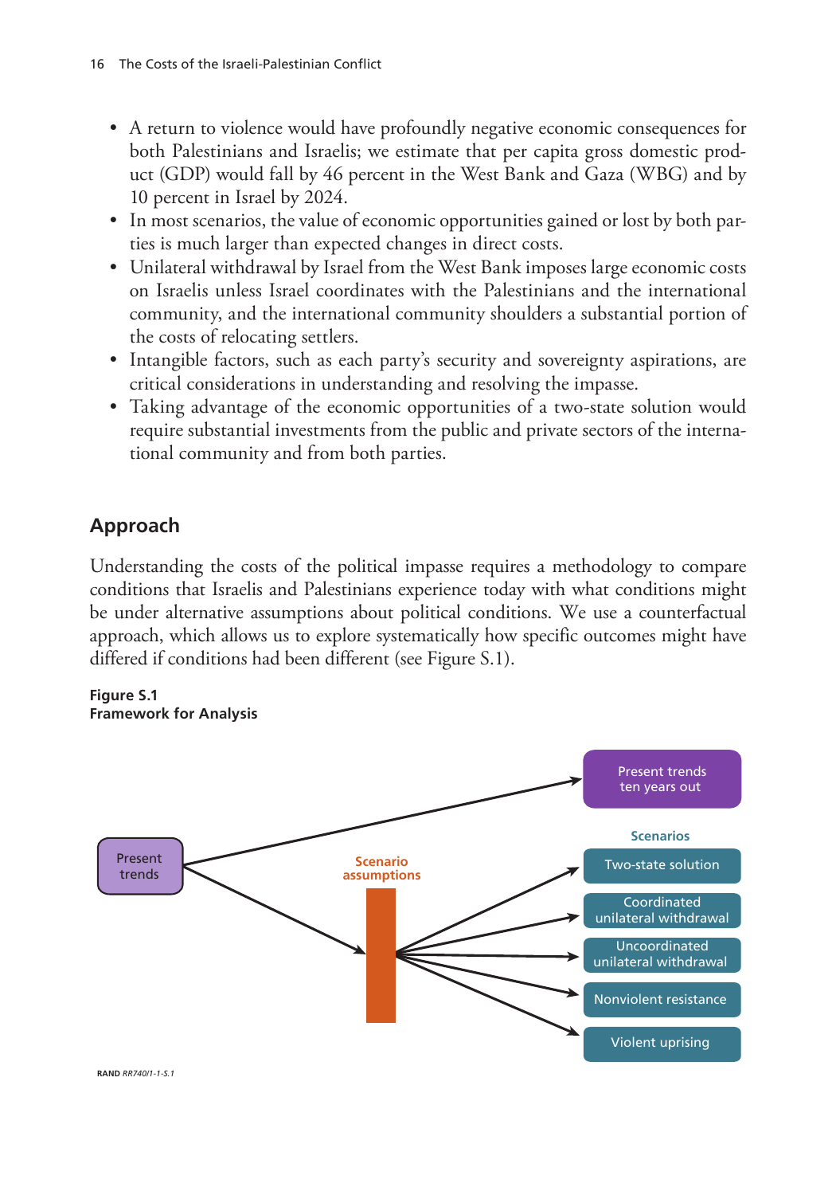- A return to violence would have profoundly negative economic consequences for both Palestinians and Israelis; we estimate that per capita gross domestic product (GDP) would fall by 46 percent in the West Bank and Gaza (WBG) and by 10 percent in Israel by 2024.
- In most scenarios, the value of economic opportunities gained or lost by both parties is much larger than expected changes in direct costs.
- Unilateral withdrawal by Israel from the West Bank imposes large economic costs on Israelis unless Israel coordinates with the Palestinians and the international community, and the international community shoulders a substantial portion of the costs of relocating settlers.
- Intangible factors, such as each party's security and sovereignty aspirations, are critical considerations in understanding and resolving the impasse.
- Taking advantage of the economic opportunities of a two-state solution would require substantial investments from the public and private sectors of the international community and from both parties.

## Approach

Understanding the costs of the political impasse requires a methodology to compare conditions that Israelis and Palestinians experience today with what conditions might be under alternative assumptions about political conditions. We use a counterfactual approach, which allows us to explore systematically how specific outcomes might have differed if conditions had been different (see Figure S.1).

**Figure S.1**
**Framework for Analysis**

Present trends → Present trends ten years out

Present trends → Scenario assumptions → Scenarios:
- Two-state solution
- Coordinated unilateral withdrawal
- Uncoordinated unilateral withdrawal
- Nonviolent resistance
- Violent uprising

RAND *RR740/1-1-S.1*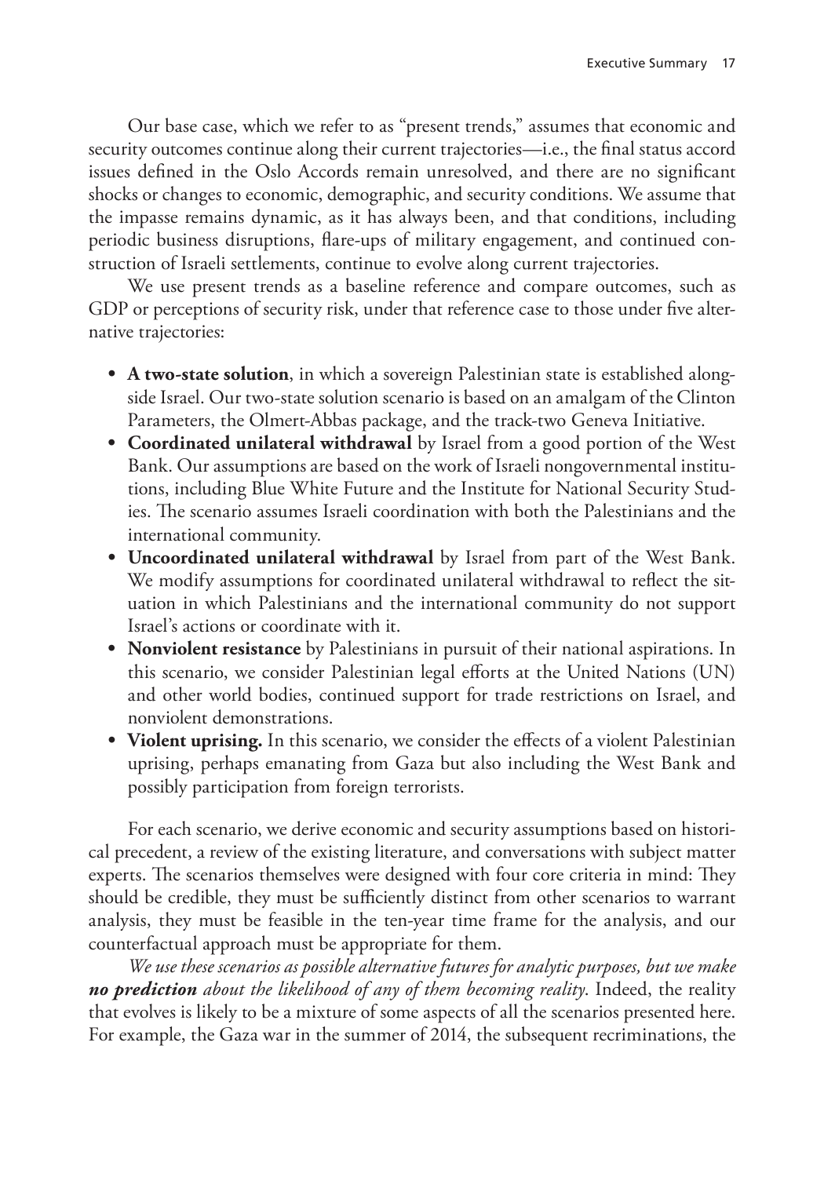Our base case, which we refer to as "present trends," assumes that economic and security outcomes continue along their current trajectories—i.e., the final status accord issues defined in the Oslo Accords remain unresolved, and there are no significant shocks or changes to economic, demographic, and security conditions. We assume that the impasse remains dynamic, as it has always been, and that conditions, including periodic business disruptions, flare-ups of military engagement, and continued construction of Israeli settlements, continue to evolve along current trajectories.

We use present trends as a baseline reference and compare outcomes, such as GDP or perceptions of security risk, under that reference case to those under five alternative trajectories:

- **A two-state solution**, in which a sovereign Palestinian state is established alongside Israel. Our two-state solution scenario is based on an amalgam of the Clinton Parameters, the Olmert-Abbas package, and the track-two Geneva Initiative.
- **Coordinated unilateral withdrawal** by Israel from a good portion of the West Bank. Our assumptions are based on the work of Israeli nongovernmental institutions, including Blue White Future and the Institute for National Security Studies. The scenario assumes Israeli coordination with both the Palestinians and the international community.
- **Uncoordinated unilateral withdrawal** by Israel from part of the West Bank. We modify assumptions for coordinated unilateral withdrawal to reflect the situation in which Palestinians and the international community do not support Israel's actions or coordinate with it.
- **Nonviolent resistance** by Palestinians in pursuit of their national aspirations. In this scenario, we consider Palestinian legal efforts at the United Nations (UN) and other world bodies, continued support for trade restrictions on Israel, and nonviolent demonstrations.
- **Violent uprising.** In this scenario, we consider the effects of a violent Palestinian uprising, perhaps emanating from Gaza but also including the West Bank and possibly participation from foreign terrorists.

For each scenario, we derive economic and security assumptions based on historical precedent, a review of the existing literature, and conversations with subject matter experts. The scenarios themselves were designed with four core criteria in mind: They should be credible, they must be sufficiently distinct from other scenarios to warrant analysis, they must be feasible in the ten-year time frame for the analysis, and our counterfactual approach must be appropriate for them.

*We use these scenarios as possible alternative futures for analytic purposes, but we make* ***no prediction*** *about the likelihood of any of them becoming reality*. Indeed, the reality that evolves is likely to be a mixture of some aspects of all the scenarios presented here. For example, the Gaza war in the summer of 2014, the subsequent recriminations, the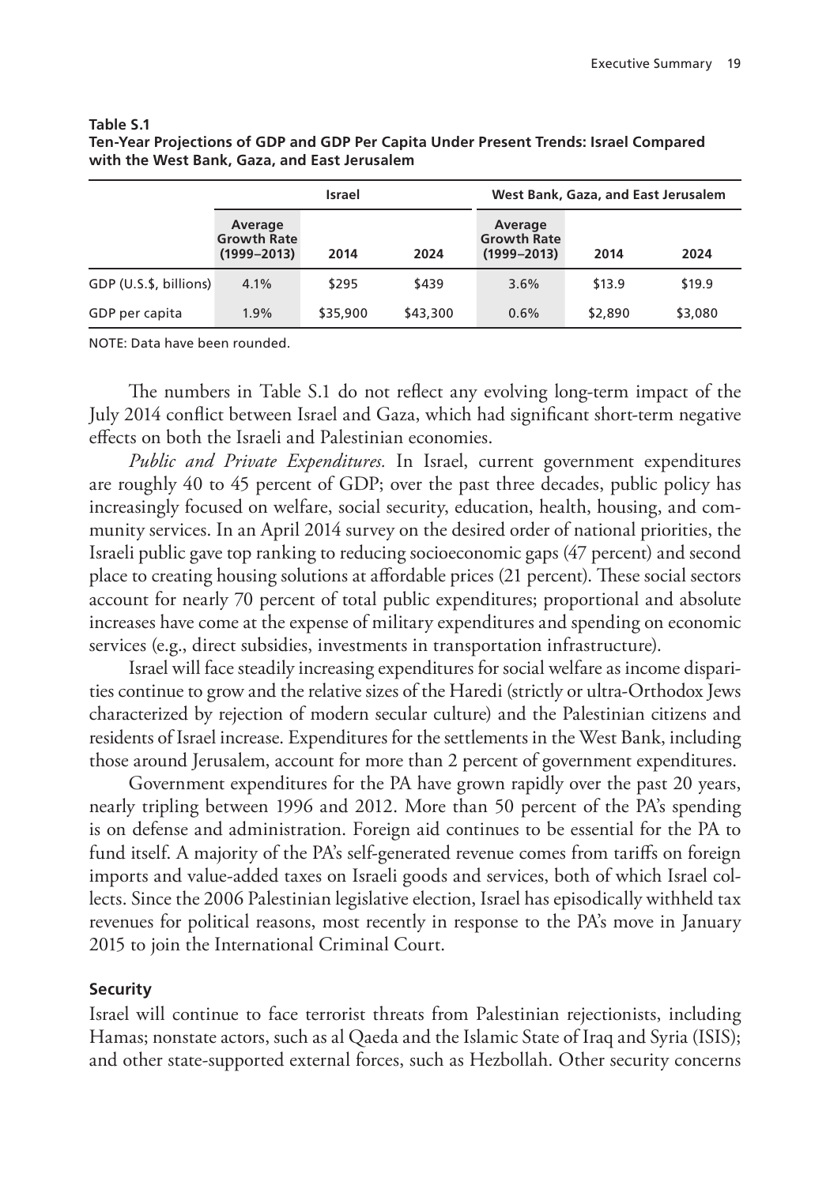**Table S.1**
**Ten-Year Projections of GDP and GDP Per Capita Under Present Trends: Israel Compared with the West Bank, Gaza, and East Jerusalem**

| | Israel | | | West Bank, Gaza, and East Jerusalem | | |
|---|---|---|---|---|---|---|
| | Average Growth Rate (1999–2013) | 2014 | 2024 | Average Growth Rate (1999–2013) | 2014 | 2024 |
| GDP (U.S.$, billions) | 4.1% | $295 | $439 | 3.6% | $13.9 | $19.9 |
| GDP per capita | 1.9% | $35,900 | $43,300 | 0.6% | $2,890 | $3,080 |

NOTE: Data have been rounded.

The numbers in Table S.1 do not reflect any evolving long-term impact of the July 2014 conflict between Israel and Gaza, which had significant short-term negative effects on both the Israeli and Palestinian economies.

*Public and Private Expenditures.* In Israel, current government expenditures are roughly 40 to 45 percent of GDP; over the past three decades, public policy has increasingly focused on welfare, social security, education, health, housing, and community services. In an April 2014 survey on the desired order of national priorities, the Israeli public gave top ranking to reducing socioeconomic gaps (47 percent) and second place to creating housing solutions at affordable prices (21 percent). These social sectors account for nearly 70 percent of total public expenditures; proportional and absolute increases have come at the expense of military expenditures and spending on economic services (e.g., direct subsidies, investments in transportation infrastructure).

Israel will face steadily increasing expenditures for social welfare as income disparities continue to grow and the relative sizes of the Haredi (strictly or ultra-Orthodox Jews characterized by rejection of modern secular culture) and the Palestinian citizens and residents of Israel increase. Expenditures for the settlements in the West Bank, including those around Jerusalem, account for more than 2 percent of government expenditures.

Government expenditures for the PA have grown rapidly over the past 20 years, nearly tripling between 1996 and 2012. More than 50 percent of the PA's spending is on defense and administration. Foreign aid continues to be essential for the PA to fund itself. A majority of the PA's self-generated revenue comes from tariffs on foreign imports and value-added taxes on Israeli goods and services, both of which Israel collects. Since the 2006 Palestinian legislative election, Israel has episodically withheld tax revenues for political reasons, most recently in response to the PA's move in January 2015 to join the International Criminal Court.

**Security**

Israel will continue to face terrorist threats from Palestinian rejectionists, including Hamas; nonstate actors, such as al Qaeda and the Islamic State of Iraq and Syria (ISIS); and other state-supported external forces, such as Hezbollah. Other security concerns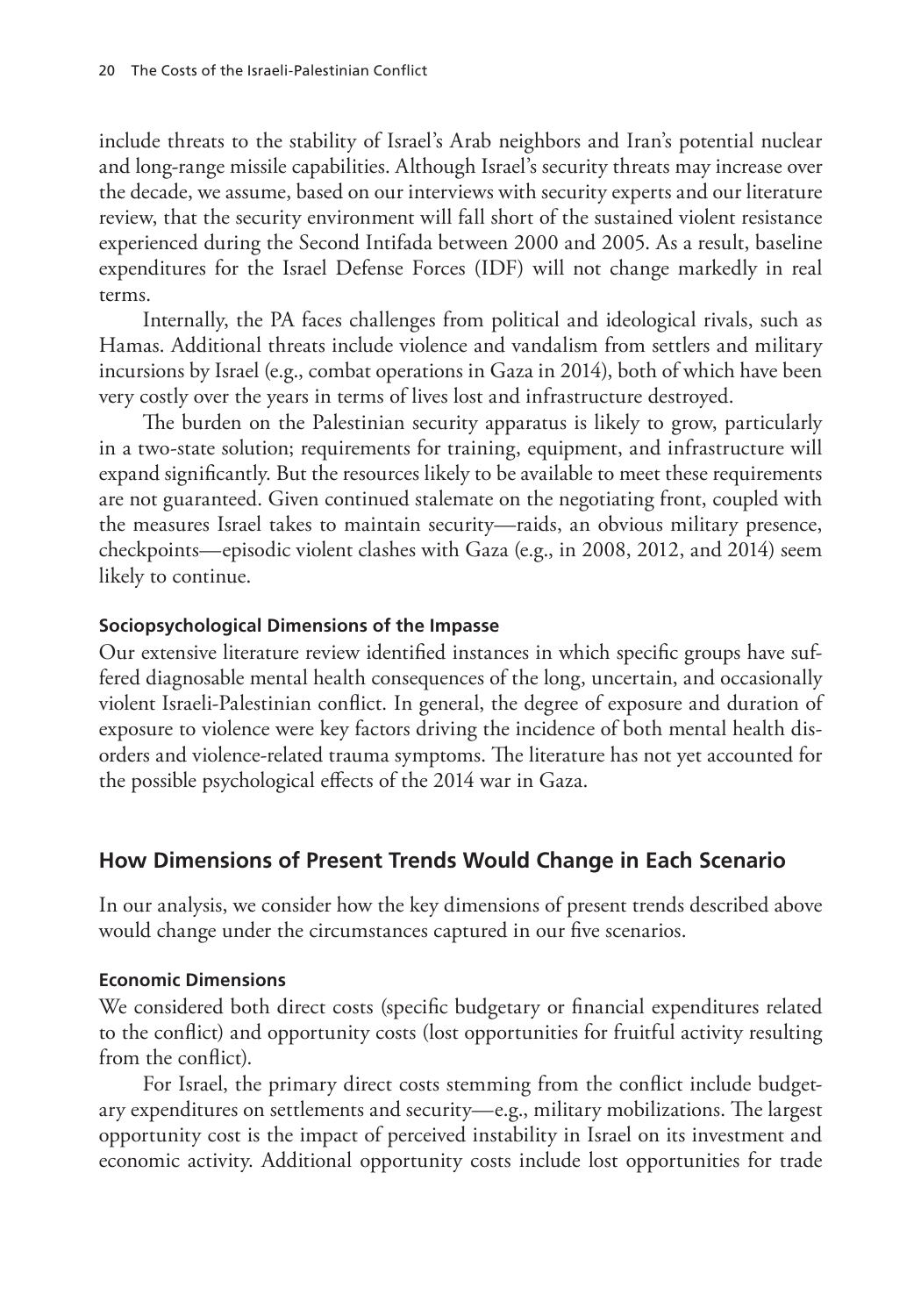include threats to the stability of Israel's Arab neighbors and Iran's potential nuclear and long-range missile capabilities. Although Israel's security threats may increase over the decade, we assume, based on our interviews with security experts and our literature review, that the security environment will fall short of the sustained violent resistance experienced during the Second Intifada between 2000 and 2005. As a result, baseline expenditures for the Israel Defense Forces (IDF) will not change markedly in real terms.

Internally, the PA faces challenges from political and ideological rivals, such as Hamas. Additional threats include violence and vandalism from settlers and military incursions by Israel (e.g., combat operations in Gaza in 2014), both of which have been very costly over the years in terms of lives lost and infrastructure destroyed.

The burden on the Palestinian security apparatus is likely to grow, particularly in a two-state solution; requirements for training, equipment, and infrastructure will expand significantly. But the resources likely to be available to meet these requirements are not guaranteed. Given continued stalemate on the negotiating front, coupled with the measures Israel takes to maintain security—raids, an obvious military presence, checkpoints—episodic violent clashes with Gaza (e.g., in 2008, 2012, and 2014) seem likely to continue.

#### Sociopsychological Dimensions of the Impasse

Our extensive literature review identified instances in which specific groups have suffered diagnosable mental health consequences of the long, uncertain, and occasionally violent Israeli-Palestinian conflict. In general, the degree of exposure and duration of exposure to violence were key factors driving the incidence of both mental health disorders and violence-related trauma symptoms. The literature has not yet accounted for the possible psychological effects of the 2014 war in Gaza.

### How Dimensions of Present Trends Would Change in Each Scenario

In our analysis, we consider how the key dimensions of present trends described above would change under the circumstances captured in our five scenarios.

#### Economic Dimensions

We considered both direct costs (specific budgetary or financial expenditures related to the conflict) and opportunity costs (lost opportunities for fruitful activity resulting from the conflict).

For Israel, the primary direct costs stemming from the conflict include budgetary expenditures on settlements and security—e.g., military mobilizations. The largest opportunity cost is the impact of perceived instability in Israel on its investment and economic activity. Additional opportunity costs include lost opportunities for trade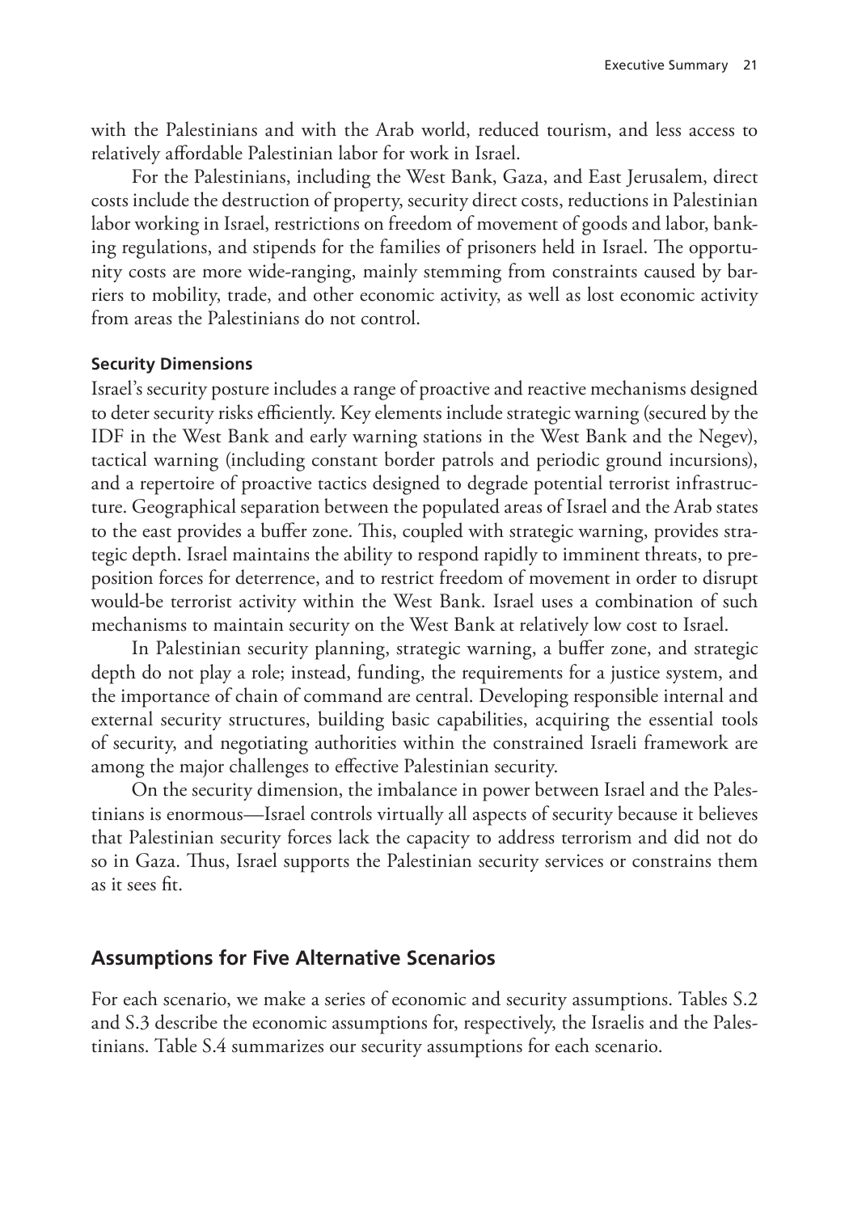with the Palestinians and with the Arab world, reduced tourism, and less access to relatively affordable Palestinian labor for work in Israel.

For the Palestinians, including the West Bank, Gaza, and East Jerusalem, direct costs include the destruction of property, security direct costs, reductions in Palestinian labor working in Israel, restrictions on freedom of movement of goods and labor, banking regulations, and stipends for the families of prisoners held in Israel. The opportunity costs are more wide-ranging, mainly stemming from constraints caused by barriers to mobility, trade, and other economic activity, as well as lost economic activity from areas the Palestinians do not control.

#### Security Dimensions

Israel's security posture includes a range of proactive and reactive mechanisms designed to deter security risks efficiently. Key elements include strategic warning (secured by the IDF in the West Bank and early warning stations in the West Bank and the Negev), tactical warning (including constant border patrols and periodic ground incursions), and a repertoire of proactive tactics designed to degrade potential terrorist infrastructure. Geographical separation between the populated areas of Israel and the Arab states to the east provides a buffer zone. This, coupled with strategic warning, provides strategic depth. Israel maintains the ability to respond rapidly to imminent threats, to preposition forces for deterrence, and to restrict freedom of movement in order to disrupt would-be terrorist activity within the West Bank. Israel uses a combination of such mechanisms to maintain security on the West Bank at relatively low cost to Israel.

In Palestinian security planning, strategic warning, a buffer zone, and strategic depth do not play a role; instead, funding, the requirements for a justice system, and the importance of chain of command are central. Developing responsible internal and external security structures, building basic capabilities, acquiring the essential tools of security, and negotiating authorities within the constrained Israeli framework are among the major challenges to effective Palestinian security.

On the security dimension, the imbalance in power between Israel and the Palestinians is enormous—Israel controls virtually all aspects of security because it believes that Palestinian security forces lack the capacity to address terrorism and did not do so in Gaza. Thus, Israel supports the Palestinian security services or constrains them as it sees fit.

### Assumptions for Five Alternative Scenarios

For each scenario, we make a series of economic and security assumptions. Tables S.2 and S.3 describe the economic assumptions for, respectively, the Israelis and the Palestinians. Table S.4 summarizes our security assumptions for each scenario.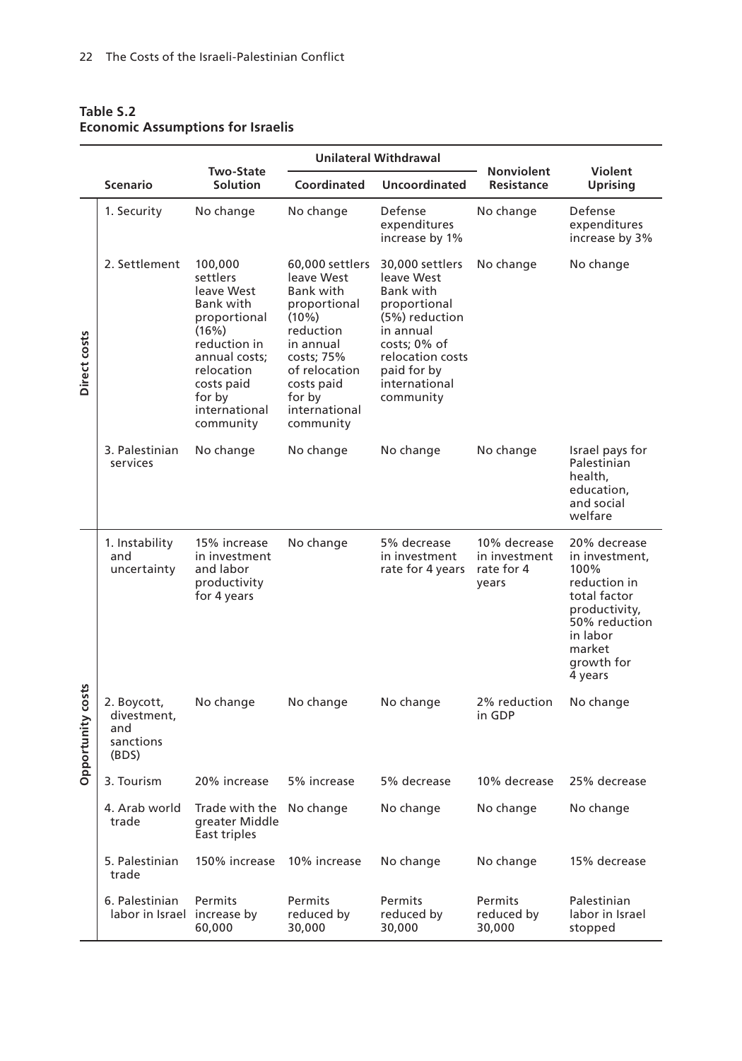**Table S.2**
**Economic Assumptions for Israelis**

| | Scenario | Two-State Solution | Unilateral Withdrawal | | Nonviolent Resistance | Violent Uprising |
|---|---|---|---|---|---|---|
| | | | Coordinated | Uncoordinated | | |
| Direct costs | 1. Security | No change | No change | Defense expenditures increase by 1% | No change | Defense expenditures increase by 3% |
| | 2. Settlement | 100,000 settlers leave West Bank with proportional (16%) reduction in annual costs; relocation costs paid for by international community | 60,000 settlers leave West Bank with proportional (10%) reduction in annual costs; 75% of relocation costs paid for by international community | 30,000 settlers leave West Bank with proportional (5%) reduction in annual costs; 0% of relocation costs paid for by international community | No change | No change |
| | 3. Palestinian services | No change | No change | No change | No change | Israel pays for Palestinian health, education, and social welfare |
| Opportunity costs | 1. Instability and uncertainty | 15% increase in investment and labor productivity for 4 years | No change | 5% decrease in investment rate for 4 years | 10% decrease in investment rate for 4 years | 20% decrease in investment, 100% reduction in total factor productivity, 50% reduction in labor market growth for 4 years |
| | 2. Boycott, divestment, and sanctions (BDS) | No change | No change | No change | 2% reduction in GDP | No change |
| | 3. Tourism | 20% increase | 5% increase | 5% decrease | 10% decrease | 25% decrease |
| | 4. Arab world trade | Trade with the greater Middle East triples | No change | No change | No change | No change |
| | 5. Palestinian trade | 150% increase | 10% increase | No change | No change | 15% decrease |
| | 6. Palestinian labor in Israel | Permits increase by 60,000 | Permits reduced by 30,000 | Permits reduced by 30,000 | Permits reduced by 30,000 | Palestinian labor in Israel stopped |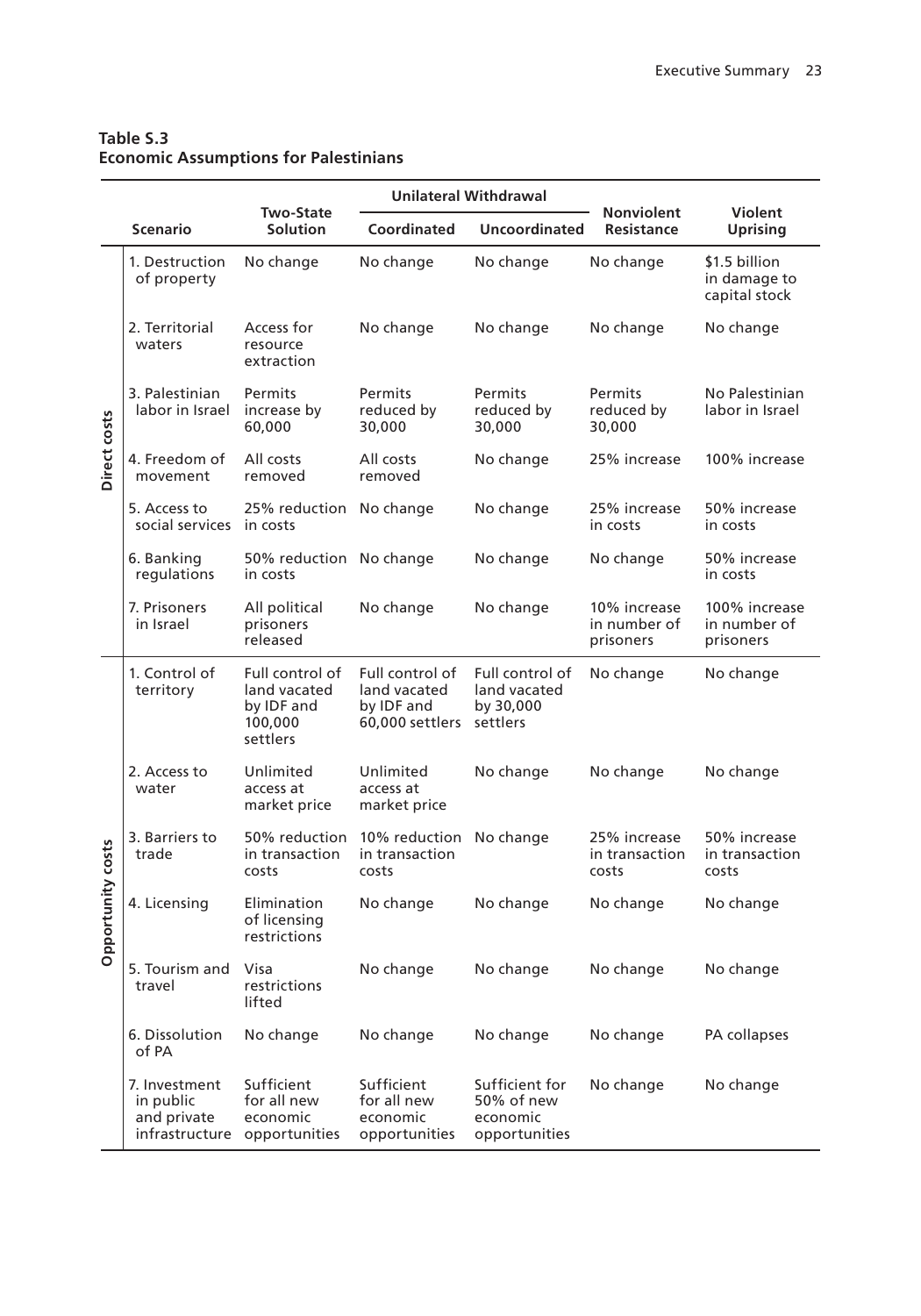**Table S.3**
**Economic Assumptions for Palestinians**

| | Scenario | Two-State Solution | Unilateral Withdrawal | | Nonviolent Resistance | Violent Uprising |
|---|---|---|---|---|---|---|
| | | | Coordinated | Uncoordinated | | |
| Direct costs | 1. Destruction of property | No change | No change | No change | No change | $1.5 billion in damage to capital stock |
| | 2. Territorial waters | Access for resource extraction | No change | No change | No change | No change |
| | 3. Palestinian labor in Israel | Permits increase by 60,000 | Permits reduced by 30,000 | Permits reduced by 30,000 | Permits reduced by 30,000 | No Palestinian labor in Israel |
| | 4. Freedom of movement | All costs removed | All costs removed | No change | 25% increase | 100% increase |
| | 5. Access to social services | 25% reduction in costs | No change | No change | 25% increase in costs | 50% increase in costs |
| | 6. Banking regulations | 50% reduction in costs | No change | No change | No change | 50% increase in costs |
| | 7. Prisoners in Israel | All political prisoners released | No change | No change | 10% increase in number of prisoners | 100% increase in number of prisoners |
| Opportunity costs | 1. Control of territory | Full control of land vacated by IDF and 100,000 settlers | Full control of land vacated by IDF and 60,000 settlers | Full control of land vacated by 30,000 settlers | No change | No change |
| | 2. Access to water | Unlimited access at market price | Unlimited access at market price | No change | No change | No change |
| | 3. Barriers to trade | 50% reduction in transaction costs | 10% reduction in transaction costs | No change | 25% increase in transaction costs | 50% increase in transaction costs |
| | 4. Licensing | Elimination of licensing restrictions | No change | No change | No change | No change |
| | 5. Tourism and travel | Visa restrictions lifted | No change | No change | No change | No change |
| | 6. Dissolution of PA | No change | No change | No change | No change | PA collapses |
| | 7. Investment in public and private infrastructure | Sufficient for all new economic opportunities | Sufficient for all new economic opportunities | Sufficient for 50% of new economic opportunities | No change | No change |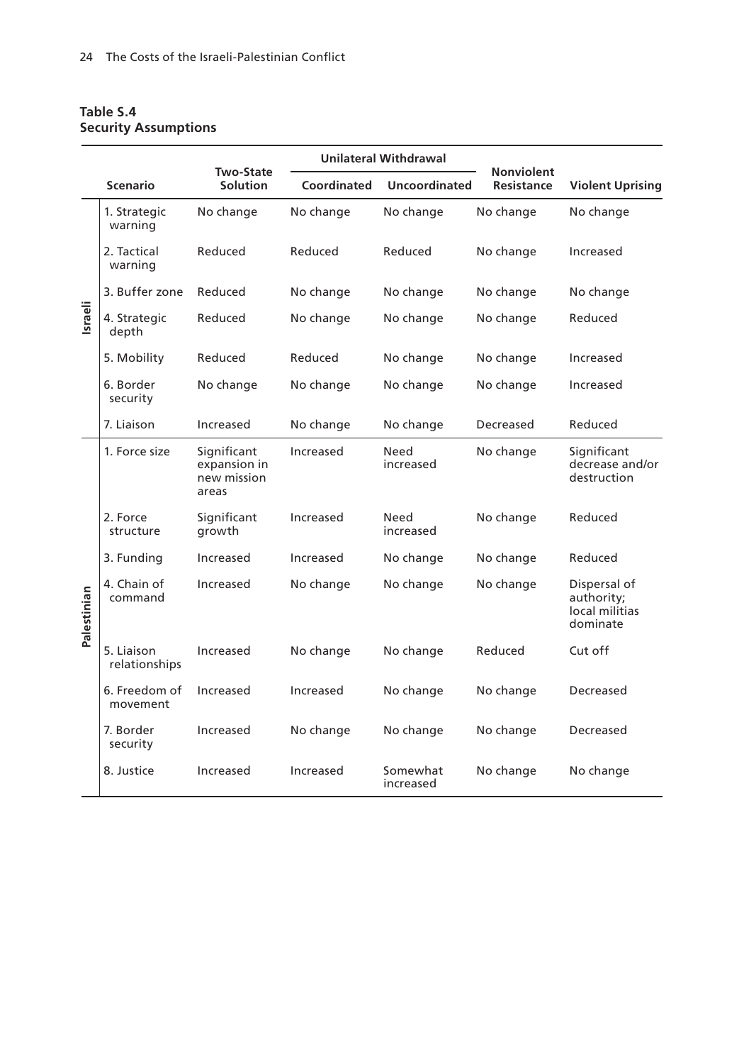**Table S.4**
**Security Assumptions**

| | Scenario | Two-State Solution | Unilateral Withdrawal | | Nonviolent Resistance | Violent Uprising |
|---|---|---|---|---|---|---|
| | | | Coordinated | Uncoordinated | | |
| Israeli | 1. Strategic warning | No change | No change | No change | No change | No change |
| | 2. Tactical warning | Reduced | Reduced | Reduced | No change | Increased |
| | 3. Buffer zone | Reduced | No change | No change | No change | No change |
| | 4. Strategic depth | Reduced | No change | No change | No change | Reduced |
| | 5. Mobility | Reduced | Reduced | No change | No change | Increased |
| | 6. Border security | No change | No change | No change | No change | Increased |
| | 7. Liaison | Increased | No change | No change | Decreased | Reduced |
| Palestinian | 1. Force size | Significant expansion in new mission areas | Increased | Need increased | No change | Significant decrease and/or destruction |
| | 2. Force structure | Significant growth | Increased | Need increased | No change | Reduced |
| | 3. Funding | Increased | Increased | No change | No change | Reduced |
| | 4. Chain of command | Increased | No change | No change | No change | Dispersal of authority; local militias dominate |
| | 5. Liaison relationships | Increased | No change | No change | Reduced | Cut off |
| | 6. Freedom of movement | Increased | Increased | No change | No change | Decreased |
| | 7. Border security | Increased | No change | No change | No change | Decreased |
| | 8. Justice | Increased | Increased | Somewhat increased | No change | No change |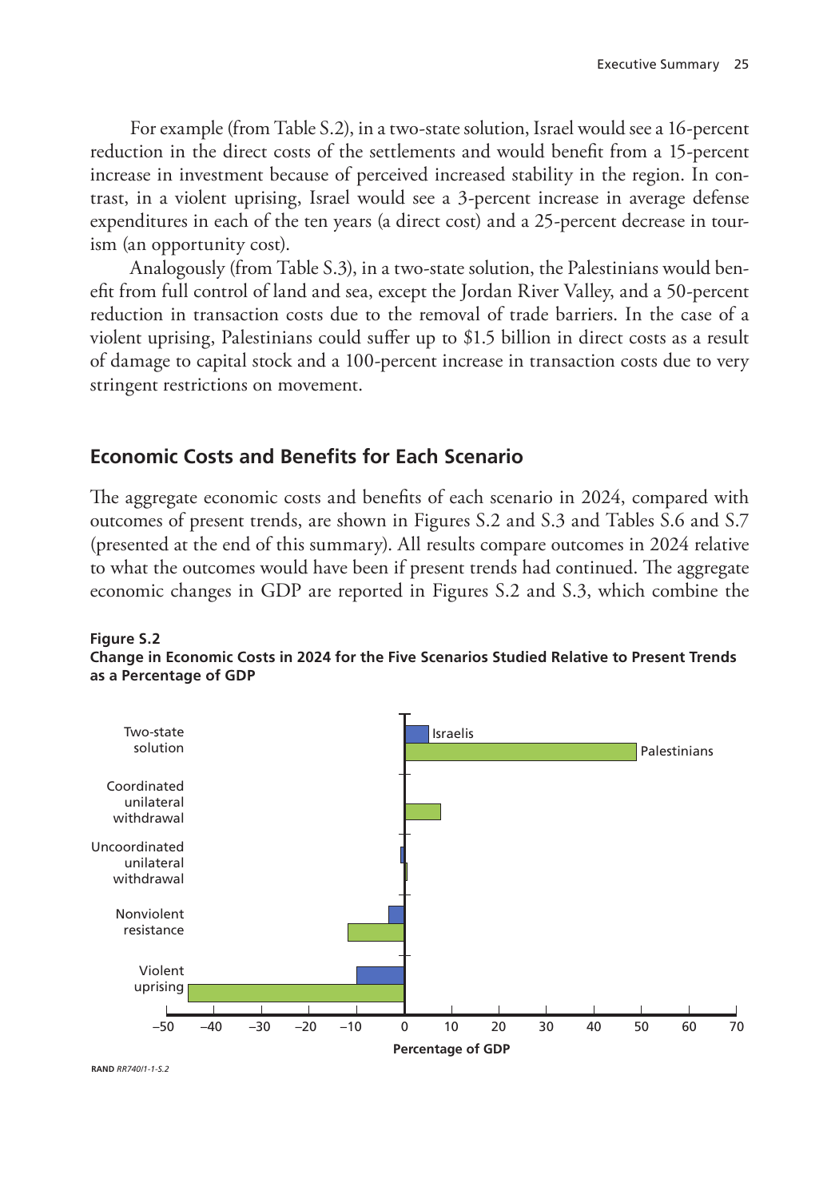For example (from Table S.2), in a two-state solution, Israel would see a 16-percent reduction in the direct costs of the settlements and would benefit from a 15-percent increase in investment because of perceived increased stability in the region. In contrast, in a violent uprising, Israel would see a 3-percent increase in average defense expenditures in each of the ten years (a direct cost) and a 25-percent decrease in tourism (an opportunity cost).

Analogously (from Table S.3), in a two-state solution, the Palestinians would benefit from full control of land and sea, except the Jordan River Valley, and a 50-percent reduction in transaction costs due to the removal of trade barriers. In the case of a violent uprising, Palestinians could suffer up to $1.5 billion in direct costs as a result of damage to capital stock and a 100-percent increase in transaction costs due to very stringent restrictions on movement.

## Economic Costs and Benefits for Each Scenario

The aggregate economic costs and benefits of each scenario in 2024, compared with outcomes of present trends, are shown in Figures S.2 and S.3 and Tables S.6 and S.7 (presented at the end of this summary). All results compare outcomes in 2024 relative to what the outcomes would have been if present trends had continued. The aggregate economic changes in GDP are reported in Figures S.2 and S.3, which combine the

**Figure S.2**
**Change in Economic Costs in 2024 for the Five Scenarios Studied Relative to Present Trends as a Percentage of GDP**

RAND *RR740/1-1-S.2*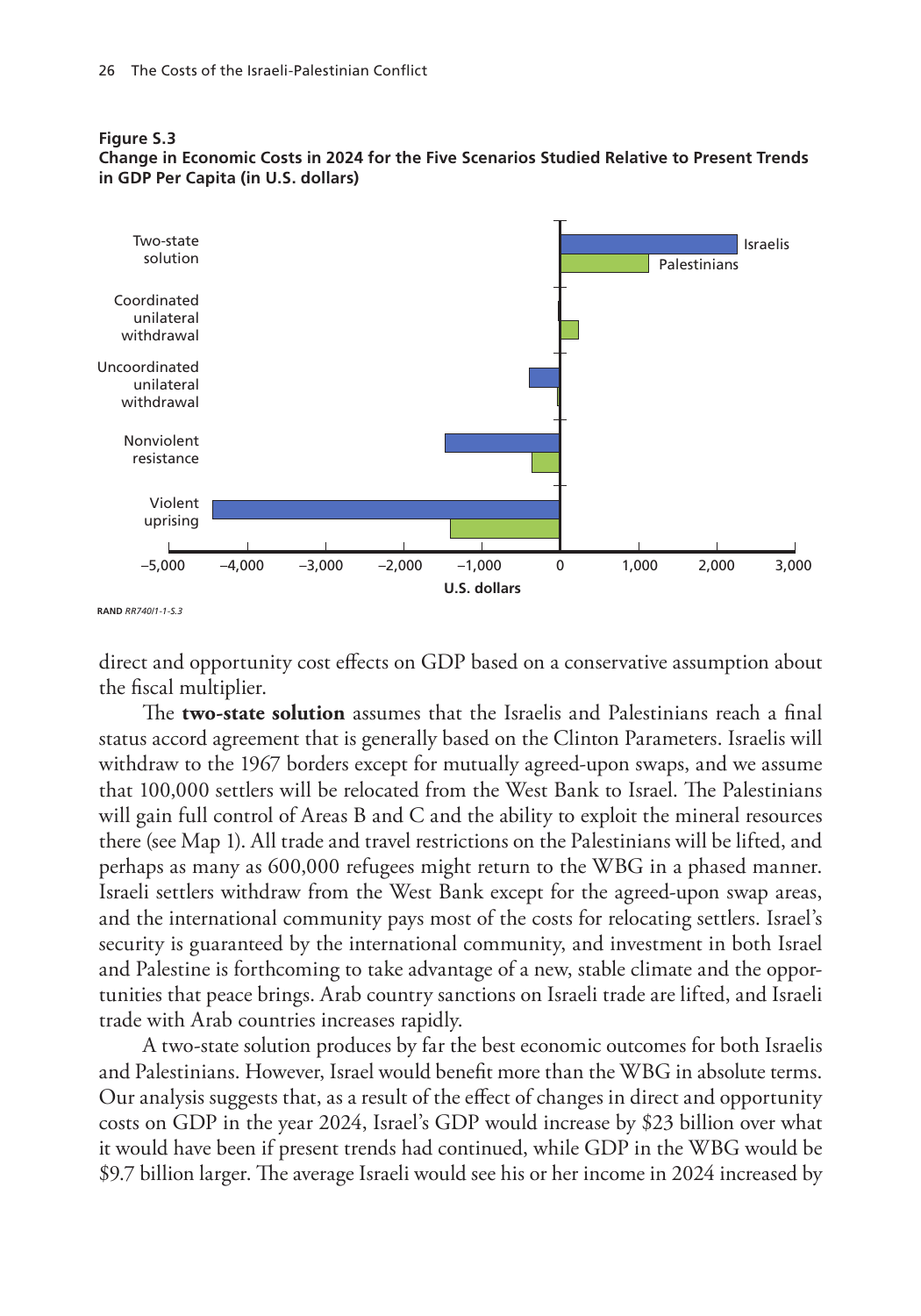**Figure S.3**
**Change in Economic Costs in 2024 for the Five Scenarios Studied Relative to Present Trends in GDP Per Capita (in U.S. dollars)**

RAND *RR740/1-1-S.3*

direct and opportunity cost effects on GDP based on a conservative assumption about the fiscal multiplier.

The **two-state solution** assumes that the Israelis and Palestinians reach a final status accord agreement that is generally based on the Clinton Parameters. Israelis will withdraw to the 1967 borders except for mutually agreed-upon swaps, and we assume that 100,000 settlers will be relocated from the West Bank to Israel. The Palestinians will gain full control of Areas B and C and the ability to exploit the mineral resources there (see Map 1). All trade and travel restrictions on the Palestinians will be lifted, and perhaps as many as 600,000 refugees might return to the WBG in a phased manner. Israeli settlers withdraw from the West Bank except for the agreed-upon swap areas, and the international community pays most of the costs for relocating settlers. Israel's security is guaranteed by the international community, and investment in both Israel and Palestine is forthcoming to take advantage of a new, stable climate and the opportunities that peace brings. Arab country sanctions on Israeli trade are lifted, and Israeli trade with Arab countries increases rapidly.

A two-state solution produces by far the best economic outcomes for both Israelis and Palestinians. However, Israel would benefit more than the WBG in absolute terms. Our analysis suggests that, as a result of the effect of changes in direct and opportunity costs on GDP in the year 2024, Israel's GDP would increase by $23 billion over what it would have been if present trends had continued, while GDP in the WBG would be $9.7 billion larger. The average Israeli would see his or her income in 2024 increased by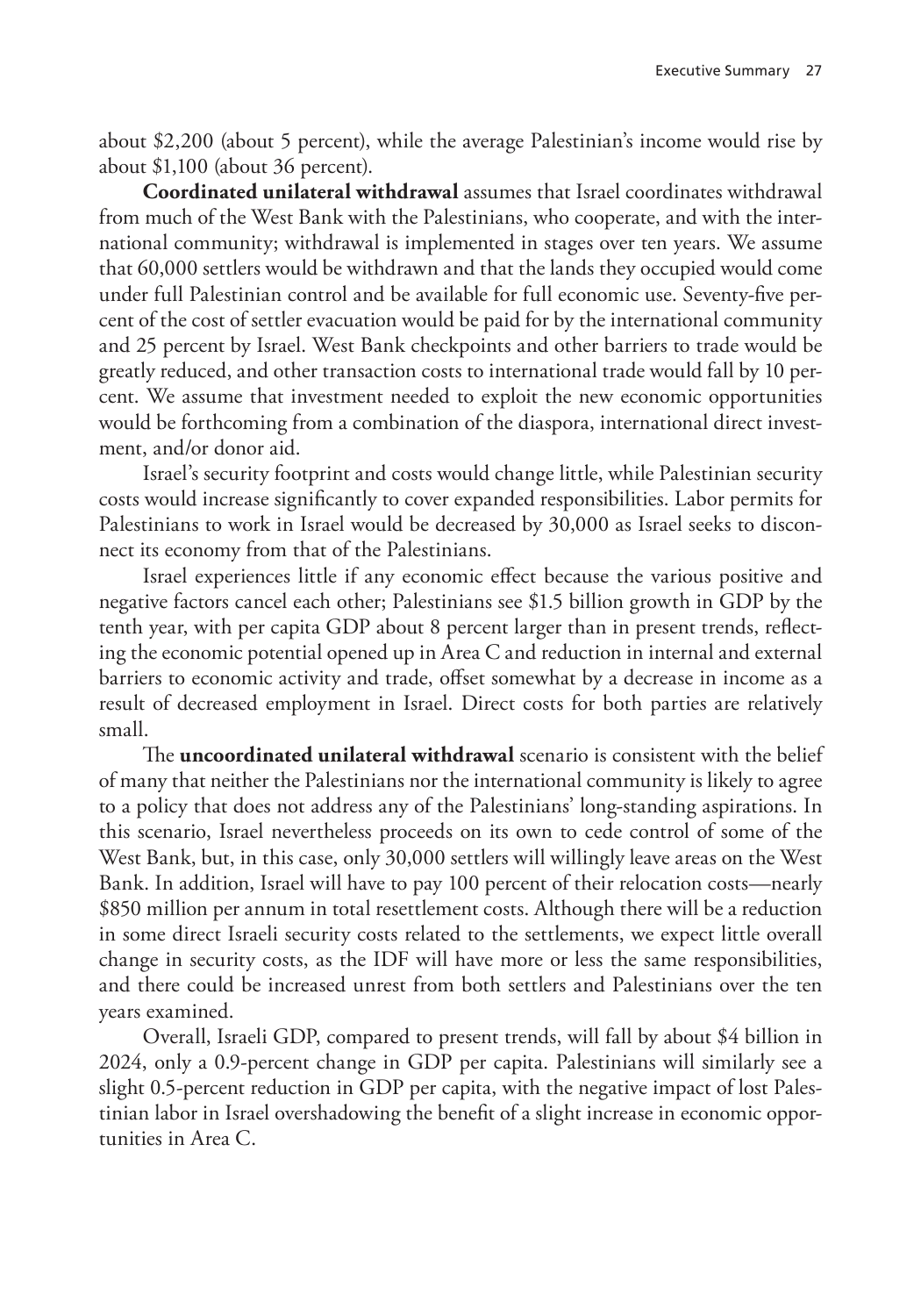about $2,200 (about 5 percent), while the average Palestinian's income would rise by about $1,100 (about 36 percent).

**Coordinated unilateral withdrawal** assumes that Israel coordinates withdrawal from much of the West Bank with the Palestinians, who cooperate, and with the international community; withdrawal is implemented in stages over ten years. We assume that 60,000 settlers would be withdrawn and that the lands they occupied would come under full Palestinian control and be available for full economic use. Seventy-five percent of the cost of settler evacuation would be paid for by the international community and 25 percent by Israel. West Bank checkpoints and other barriers to trade would be greatly reduced, and other transaction costs to international trade would fall by 10 percent. We assume that investment needed to exploit the new economic opportunities would be forthcoming from a combination of the diaspora, international direct investment, and/or donor aid.

Israel's security footprint and costs would change little, while Palestinian security costs would increase significantly to cover expanded responsibilities. Labor permits for Palestinians to work in Israel would be decreased by 30,000 as Israel seeks to disconnect its economy from that of the Palestinians.

Israel experiences little if any economic effect because the various positive and negative factors cancel each other; Palestinians see $1.5 billion growth in GDP by the tenth year, with per capita GDP about 8 percent larger than in present trends, reflecting the economic potential opened up in Area C and reduction in internal and external barriers to economic activity and trade, offset somewhat by a decrease in income as a result of decreased employment in Israel. Direct costs for both parties are relatively small.

The **uncoordinated unilateral withdrawal** scenario is consistent with the belief of many that neither the Palestinians nor the international community is likely to agree to a policy that does not address any of the Palestinians' long-standing aspirations. In this scenario, Israel nevertheless proceeds on its own to cede control of some of the West Bank, but, in this case, only 30,000 settlers will willingly leave areas on the West Bank. In addition, Israel will have to pay 100 percent of their relocation costs—nearly $850 million per annum in total resettlement costs. Although there will be a reduction in some direct Israeli security costs related to the settlements, we expect little overall change in security costs, as the IDF will have more or less the same responsibilities, and there could be increased unrest from both settlers and Palestinians over the ten years examined.

Overall, Israeli GDP, compared to present trends, will fall by about $4 billion in 2024, only a 0.9-percent change in GDP per capita. Palestinians will similarly see a slight 0.5-percent reduction in GDP per capita, with the negative impact of lost Palestinian labor in Israel overshadowing the benefit of a slight increase in economic opportunities in Area C.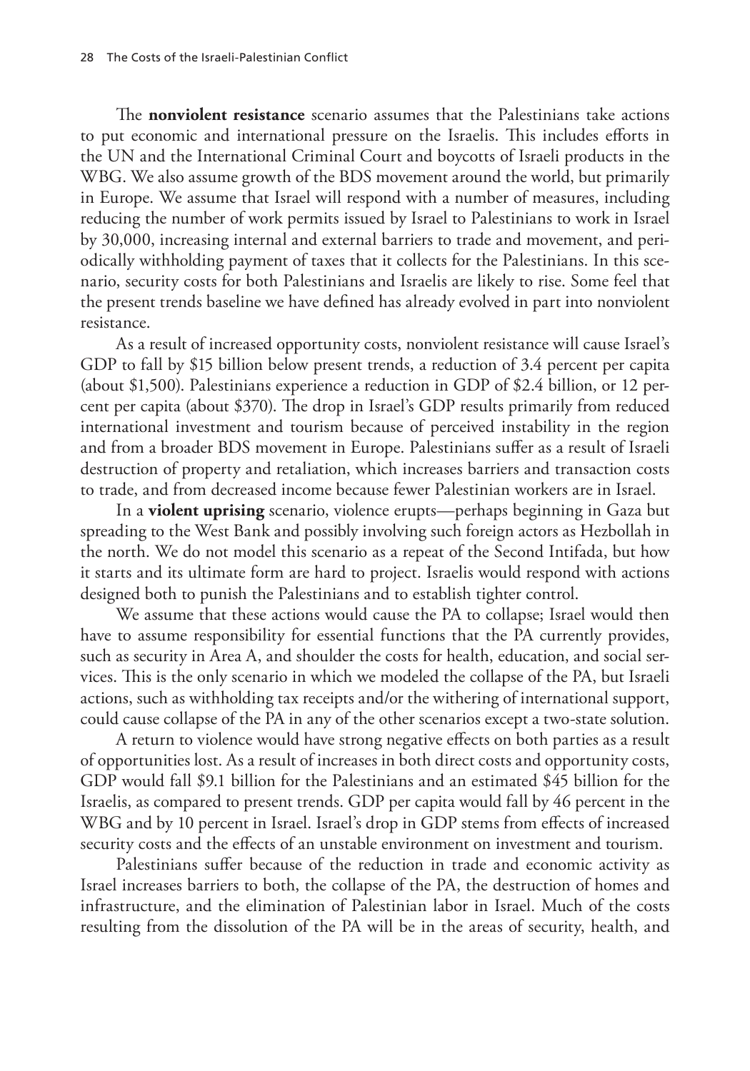The **nonviolent resistance** scenario assumes that the Palestinians take actions to put economic and international pressure on the Israelis. This includes efforts in the UN and the International Criminal Court and boycotts of Israeli products in the WBG. We also assume growth of the BDS movement around the world, but primarily in Europe. We assume that Israel will respond with a number of measures, including reducing the number of work permits issued by Israel to Palestinians to work in Israel by 30,000, increasing internal and external barriers to trade and movement, and periodically withholding payment of taxes that it collects for the Palestinians. In this scenario, security costs for both Palestinians and Israelis are likely to rise. Some feel that the present trends baseline we have defined has already evolved in part into nonviolent resistance.

As a result of increased opportunity costs, nonviolent resistance will cause Israel's GDP to fall by $15 billion below present trends, a reduction of 3.4 percent per capita (about $1,500). Palestinians experience a reduction in GDP of $2.4 billion, or 12 percent per capita (about $370). The drop in Israel's GDP results primarily from reduced international investment and tourism because of perceived instability in the region and from a broader BDS movement in Europe. Palestinians suffer as a result of Israeli destruction of property and retaliation, which increases barriers and transaction costs to trade, and from decreased income because fewer Palestinian workers are in Israel.

In a **violent uprising** scenario, violence erupts—perhaps beginning in Gaza but spreading to the West Bank and possibly involving such foreign actors as Hezbollah in the north. We do not model this scenario as a repeat of the Second Intifada, but how it starts and its ultimate form are hard to project. Israelis would respond with actions designed both to punish the Palestinians and to establish tighter control.

We assume that these actions would cause the PA to collapse; Israel would then have to assume responsibility for essential functions that the PA currently provides, such as security in Area A, and shoulder the costs for health, education, and social services. This is the only scenario in which we modeled the collapse of the PA, but Israeli actions, such as withholding tax receipts and/or the withering of international support, could cause collapse of the PA in any of the other scenarios except a two-state solution.

A return to violence would have strong negative effects on both parties as a result of opportunities lost. As a result of increases in both direct costs and opportunity costs, GDP would fall $9.1 billion for the Palestinians and an estimated $45 billion for the Israelis, as compared to present trends. GDP per capita would fall by 46 percent in the WBG and by 10 percent in Israel. Israel's drop in GDP stems from effects of increased security costs and the effects of an unstable environment on investment and tourism.

Palestinians suffer because of the reduction in trade and economic activity as Israel increases barriers to both, the collapse of the PA, the destruction of homes and infrastructure, and the elimination of Palestinian labor in Israel. Much of the costs resulting from the dissolution of the PA will be in the areas of security, health, and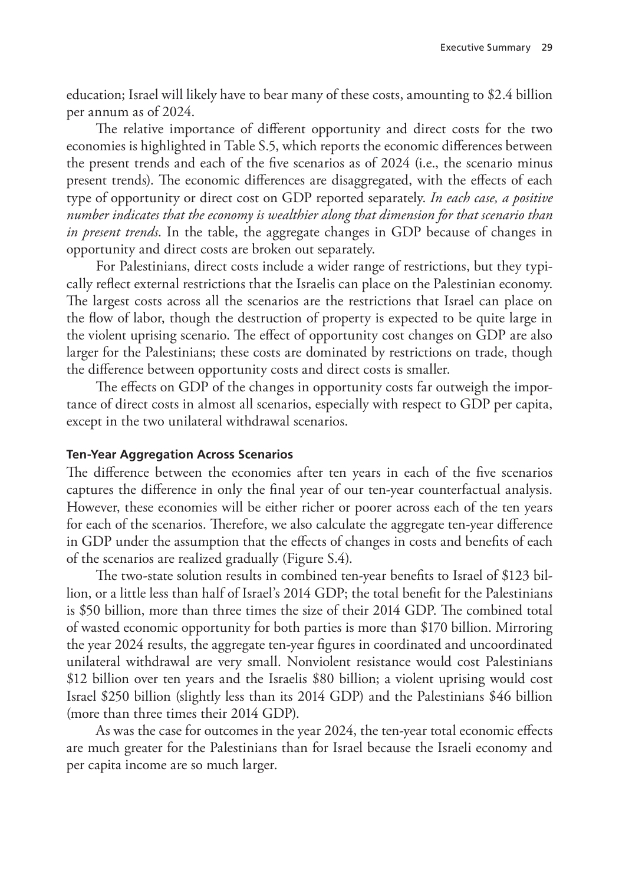education; Israel will likely have to bear many of these costs, amounting to $2.4 billion per annum as of 2024.

The relative importance of different opportunity and direct costs for the two economies is highlighted in Table S.5, which reports the economic differences between the present trends and each of the five scenarios as of 2024 (i.e., the scenario minus present trends). The economic differences are disaggregated, with the effects of each type of opportunity or direct cost on GDP reported separately. *In each case, a positive number indicates that the economy is wealthier along that dimension for that scenario than in present trends*. In the table, the aggregate changes in GDP because of changes in opportunity and direct costs are broken out separately.

For Palestinians, direct costs include a wider range of restrictions, but they typically reflect external restrictions that the Israelis can place on the Palestinian economy. The largest costs across all the scenarios are the restrictions that Israel can place on the flow of labor, though the destruction of property is expected to be quite large in the violent uprising scenario. The effect of opportunity cost changes on GDP are also larger for the Palestinians; these costs are dominated by restrictions on trade, though the difference between opportunity costs and direct costs is smaller.

The effects on GDP of the changes in opportunity costs far outweigh the importance of direct costs in almost all scenarios, especially with respect to GDP per capita, except in the two unilateral withdrawal scenarios.

#### Ten-Year Aggregation Across Scenarios

The difference between the economies after ten years in each of the five scenarios captures the difference in only the final year of our ten-year counterfactual analysis. However, these economies will be either richer or poorer across each of the ten years for each of the scenarios. Therefore, we also calculate the aggregate ten-year difference in GDP under the assumption that the effects of changes in costs and benefits of each of the scenarios are realized gradually (Figure S.4).

The two-state solution results in combined ten-year benefits to Israel of $123 billion, or a little less than half of Israel's 2014 GDP; the total benefit for the Palestinians is $50 billion, more than three times the size of their 2014 GDP. The combined total of wasted economic opportunity for both parties is more than $170 billion. Mirroring the year 2024 results, the aggregate ten-year figures in coordinated and uncoordinated unilateral withdrawal are very small. Nonviolent resistance would cost Palestinians $12 billion over ten years and the Israelis $80 billion; a violent uprising would cost Israel $250 billion (slightly less than its 2014 GDP) and the Palestinians $46 billion (more than three times their 2014 GDP).

As was the case for outcomes in the year 2024, the ten-year total economic effects are much greater for the Palestinians than for Israel because the Israeli economy and per capita income are so much larger.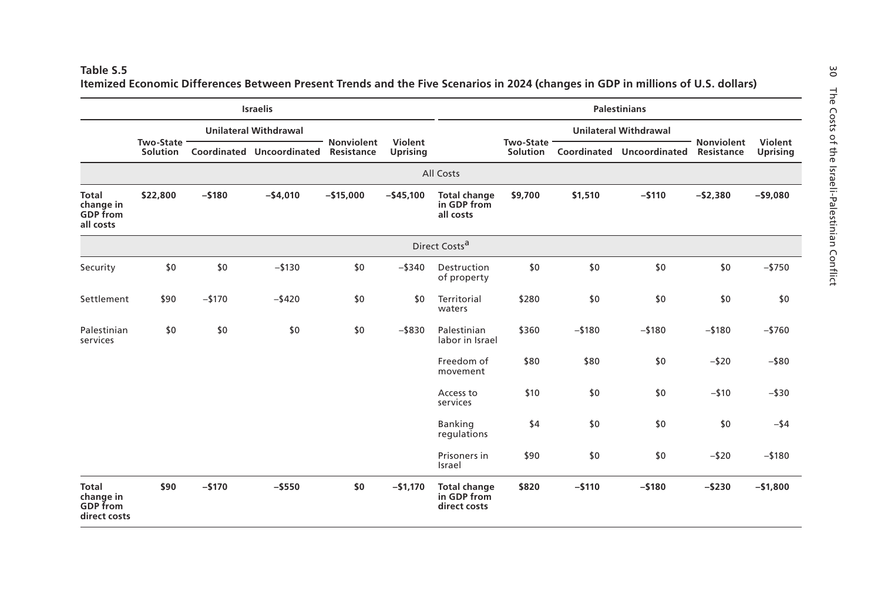**Table S.5**
**Itemized Economic Differences Between Present Trends and the Five Scenarios in 2024 (changes in GDP in millions of U.S. dollars)**

| | Israelis | | | | | | Palestinians | | | | |
|---|---|---|---|---|---|---|---|---|---|---|---|
| | | Unilateral Withdrawal | | | | | | Unilateral Withdrawal | | | |
| | Two-State Solution | Coordinated | Uncoordinated | Nonviolent Resistance | Violent Uprising | | Two-State Solution | Coordinated | Uncoordinated | Nonviolent Resistance | Violent Uprising |
| All Costs | | | | | | | | | | | |
| **Total change in GDP from all costs** | **$22,800** | **–$180** | **–$4,010** | **–$15,000** | **–$45,100** | **Total change in GDP from all costs** | **$9,700** | **$1,510** | **–$110** | **–$2,380** | **–$9,080** |
| Direct Costs[a] | | | | | | | | | | | |
| Security | $0 | $0 | –$130 | $0 | –$340 | Destruction of property | $0 | $0 | $0 | $0 | –$750 |
| Settlement | $90 | –$170 | –$420 | $0 | $0 | Territorial waters | $280 | $0 | $0 | $0 | $0 |
| Palestinian services | $0 | $0 | $0 | $0 | –$830 | Palestinian labor in Israel | $360 | –$180 | –$180 | –$180 | –$760 |
| | | | | | | Freedom of movement | $80 | $80 | $0 | –$20 | –$80 |
| | | | | | | Access to services | $10 | $0 | $0 | –$10 | –$30 |
| | | | | | | Banking regulations | $4 | $0 | $0 | $0 | –$4 |
| | | | | | | Prisoners in Israel | $90 | $0 | $0 | –$20 | –$180 |
| **Total change in GDP from direct costs** | **$90** | **–$170** | **–$550** | **$0** | **–$1,170** | **Total change in GDP from direct costs** | **$820** | **–$110** | **–$180** | **–$230** | **–$1,800** |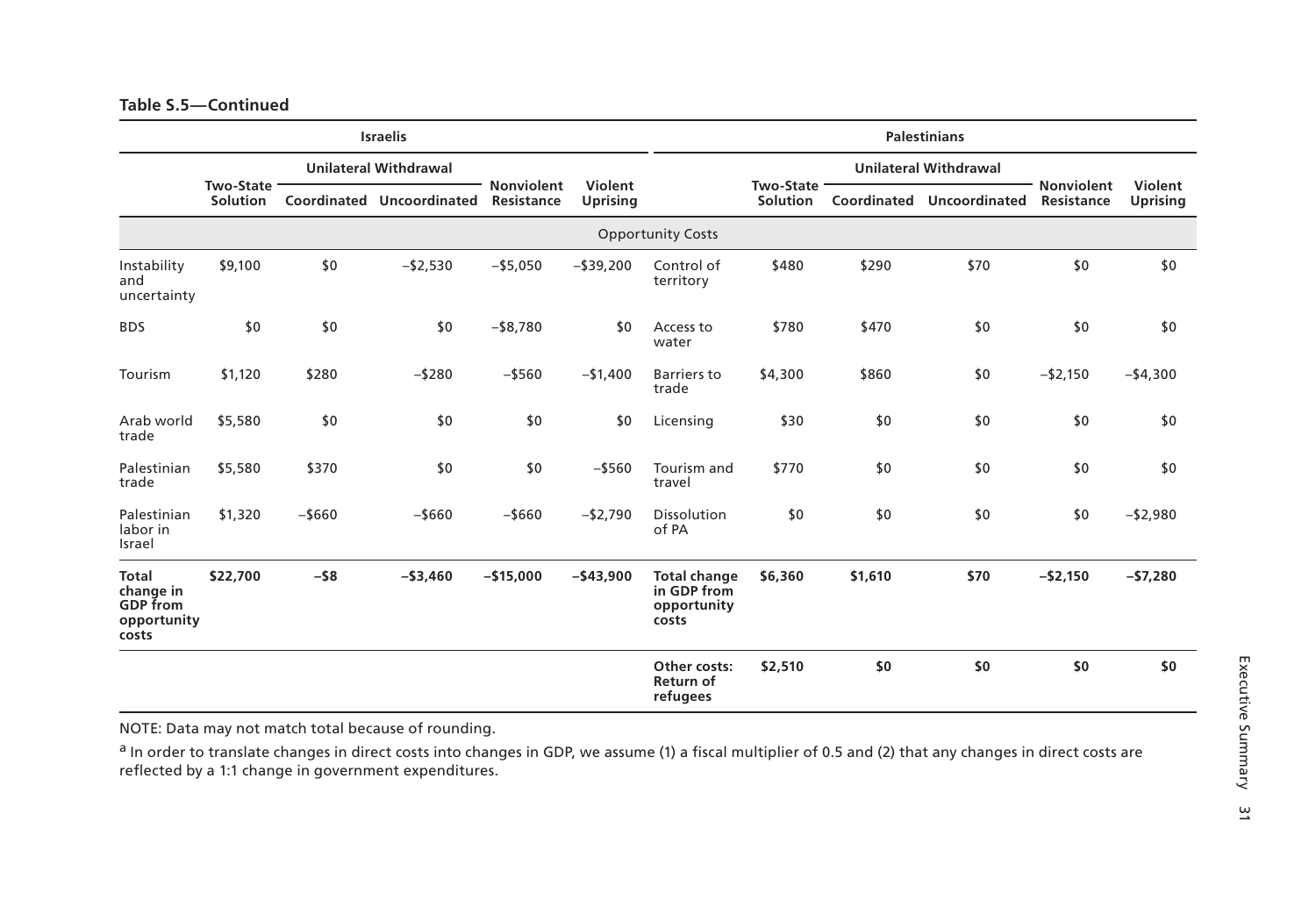**Table S.5—Continued**

| Israelis | | | | | | Palestinians | | | | | |
|---|---|---|---|---|---|---|---|---|---|---|---|
| | Two-State Solution | Unilateral Withdrawal | | Nonviolent Resistance | Violent Uprising | | Two-State Solution | Unilateral Withdrawal | | Nonviolent Resistance | Violent Uprising |
| | | Coordinated | Uncoordinated | | | | | Coordinated | Uncoordinated | | |
| Opportunity Costs | | | | | | | | | | | |
| Instability and uncertainty | $9,100 | $0 | −$2,530 | −$5,050 | −$39,200 | Control of territory | $480 | $290 | $70 | $0 | $0 |
| BDS | $0 | $0 | $0 | −$8,780 | $0 | Access to water | $780 | $470 | $0 | $0 | $0 |
| Tourism | $1,120 | $280 | −$280 | −$560 | −$1,400 | Barriers to trade | $4,300 | $860 | $0 | −$2,150 | −$4,300 |
| Arab world trade | $5,580 | $0 | $0 | $0 | $0 | Licensing | $30 | $0 | $0 | $0 | $0 |
| Palestinian trade | $5,580 | $370 | $0 | $0 | −$560 | Tourism and travel | $770 | $0 | $0 | $0 | $0 |
| Palestinian labor in Israel | $1,320 | −$660 | −$660 | −$660 | −$2,790 | Dissolution of PA | $0 | $0 | $0 | $0 | −$2,980 |
| **Total change in GDP from opportunity costs** | **$22,700** | **−$8** | **−$3,460** | **−$15,000** | **−$43,900** | **Total change in GDP from opportunity costs** | **$6,360** | **$1,610** | **$70** | **−$2,150** | **−$7,280** |
| | | | | | | **Other costs: Return of refugees** | **$2,510** | **$0** | **$0** | **$0** | **$0** |

NOTE: Data may not match total because of rounding.

[a] In order to translate changes in direct costs into changes in GDP, we assume (1) a fiscal multiplier of 0.5 and (2) that any changes in direct costs are reflected by a 1:1 change in government expenditures.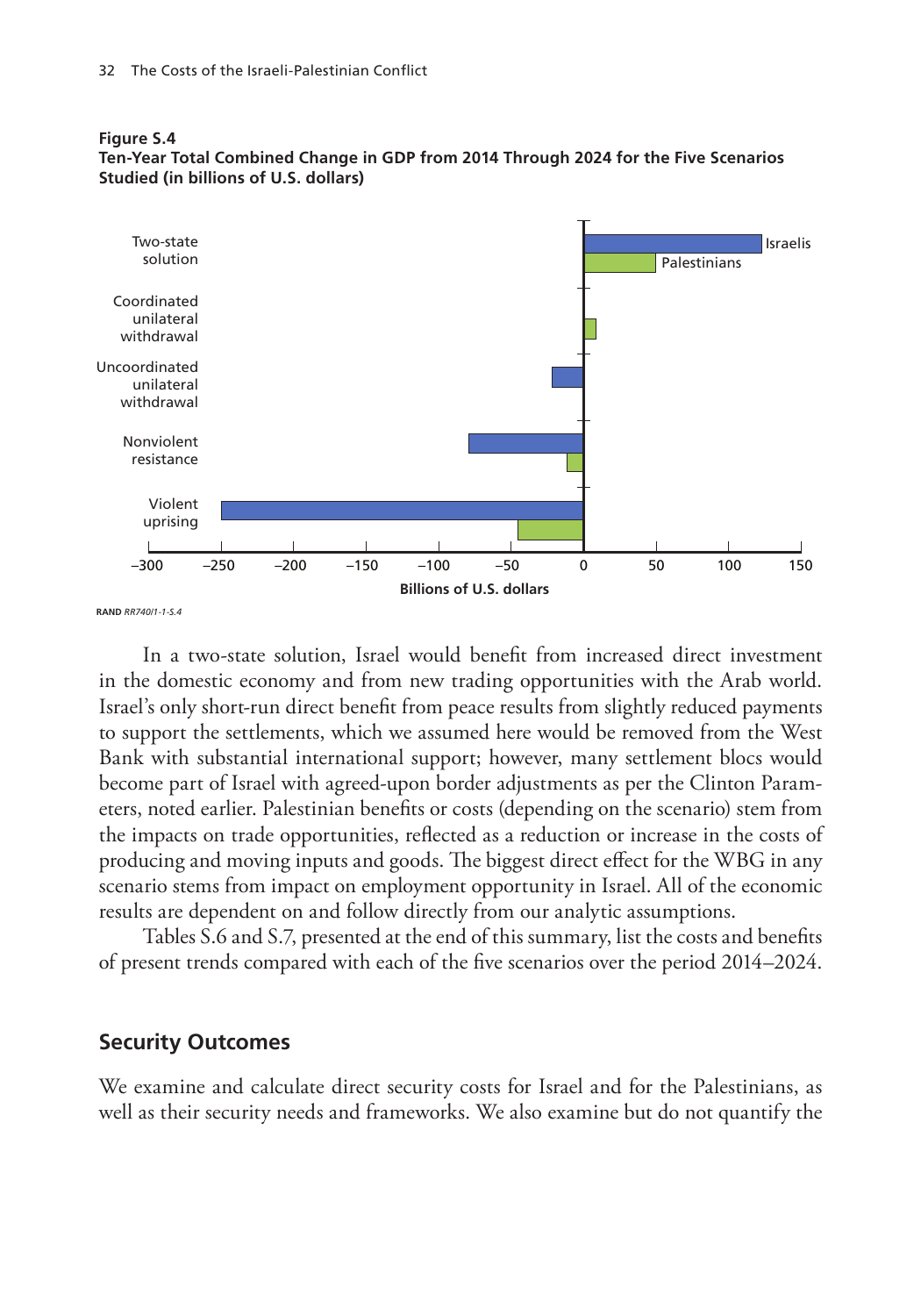**Figure S.4**
**Ten-Year Total Combined Change in GDP from 2014 Through 2024 for the Five Scenarios Studied (in billions of U.S. dollars)**

RAND *RR740/1-1-S.4*

In a two-state solution, Israel would benefit from increased direct investment in the domestic economy and from new trading opportunities with the Arab world. Israel's only short-run direct benefit from peace results from slightly reduced payments to support the settlements, which we assumed here would be removed from the West Bank with substantial international support; however, many settlement blocs would become part of Israel with agreed-upon border adjustments as per the Clinton Parameters, noted earlier. Palestinian benefits or costs (depending on the scenario) stem from the impacts on trade opportunities, reflected as a reduction or increase in the costs of producing and moving inputs and goods. The biggest direct effect for the WBG in any scenario stems from impact on employment opportunity in Israel. All of the economic results are dependent on and follow directly from our analytic assumptions.

Tables S.6 and S.7, presented at the end of this summary, list the costs and benefits of present trends compared with each of the five scenarios over the period 2014–2024.

## Security Outcomes

We examine and calculate direct security costs for Israel and for the Palestinians, as well as their security needs and frameworks. We also examine but do not quantify the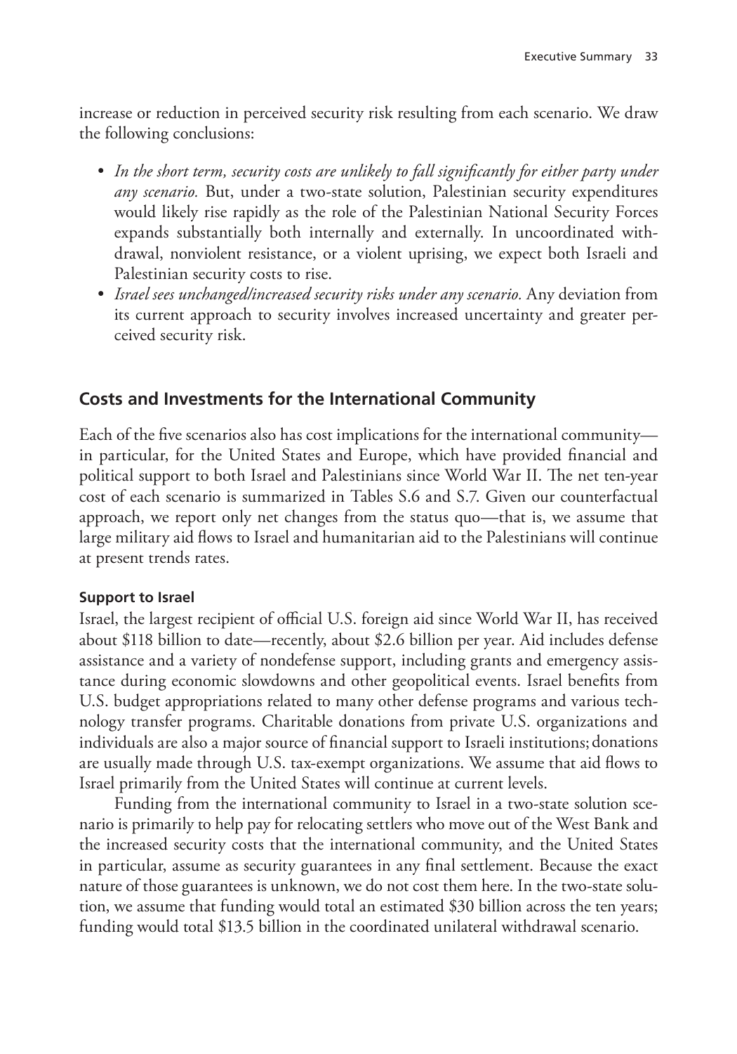increase or reduction in perceived security risk resulting from each scenario. We draw the following conclusions:

- *In the short term, security costs are unlikely to fall significantly for either party under any scenario.* But, under a two-state solution, Palestinian security expenditures would likely rise rapidly as the role of the Palestinian National Security Forces expands substantially both internally and externally. In uncoordinated withdrawal, nonviolent resistance, or a violent uprising, we expect both Israeli and Palestinian security costs to rise.
- *Israel sees unchanged/increased security risks under any scenario.* Any deviation from its current approach to security involves increased uncertainty and greater perceived security risk.

## Costs and Investments for the International Community

Each of the five scenarios also has cost implications for the international community—in particular, for the United States and Europe, which have provided financial and political support to both Israel and Palestinians since World War II. The net ten-year cost of each scenario is summarized in Tables S.6 and S.7. Given our counterfactual approach, we report only net changes from the status quo—that is, we assume that large military aid flows to Israel and humanitarian aid to the Palestinians will continue at present trends rates.

### Support to Israel

Israel, the largest recipient of official U.S. foreign aid since World War II, has received about $118 billion to date—recently, about $2.6 billion per year. Aid includes defense assistance and a variety of nondefense support, including grants and emergency assistance during economic slowdowns and other geopolitical events. Israel benefits from U.S. budget appropriations related to many other defense programs and various technology transfer programs. Charitable donations from private U.S. organizations and individuals are also a major source of financial support to Israeli institutions; donations are usually made through U.S. tax-exempt organizations. We assume that aid flows to Israel primarily from the United States will continue at current levels.

Funding from the international community to Israel in a two-state solution scenario is primarily to help pay for relocating settlers who move out of the West Bank and the increased security costs that the international community, and the United States in particular, assume as security guarantees in any final settlement. Because the exact nature of those guarantees is unknown, we do not cost them here. In the two-state solution, we assume that funding would total an estimated $30 billion across the ten years; funding would total $13.5 billion in the coordinated unilateral withdrawal scenario.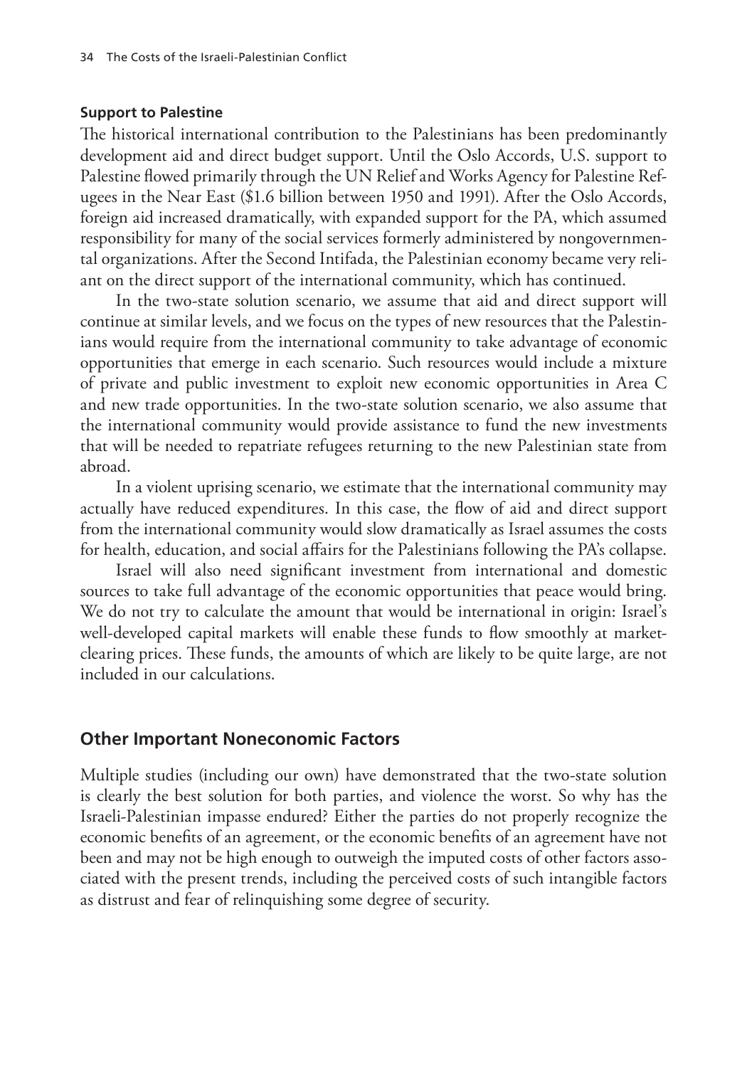#### Support to Palestine

The historical international contribution to the Palestinians has been predominantly development aid and direct budget support. Until the Oslo Accords, U.S. support to Palestine flowed primarily through the UN Relief and Works Agency for Palestine Refugees in the Near East ($1.6 billion between 1950 and 1991). After the Oslo Accords, foreign aid increased dramatically, with expanded support for the PA, which assumed responsibility for many of the social services formerly administered by nongovernmental organizations. After the Second Intifada, the Palestinian economy became very reliant on the direct support of the international community, which has continued.

In the two-state solution scenario, we assume that aid and direct support will continue at similar levels, and we focus on the types of new resources that the Palestinians would require from the international community to take advantage of economic opportunities that emerge in each scenario. Such resources would include a mixture of private and public investment to exploit new economic opportunities in Area C and new trade opportunities. In the two-state solution scenario, we also assume that the international community would provide assistance to fund the new investments that will be needed to repatriate refugees returning to the new Palestinian state from abroad.

In a violent uprising scenario, we estimate that the international community may actually have reduced expenditures. In this case, the flow of aid and direct support from the international community would slow dramatically as Israel assumes the costs for health, education, and social affairs for the Palestinians following the PA's collapse.

Israel will also need significant investment from international and domestic sources to take full advantage of the economic opportunities that peace would bring. We do not try to calculate the amount that would be international in origin: Israel's well-developed capital markets will enable these funds to flow smoothly at market-clearing prices. These funds, the amounts of which are likely to be quite large, are not included in our calculations.

## Other Important Noneconomic Factors

Multiple studies (including our own) have demonstrated that the two-state solution is clearly the best solution for both parties, and violence the worst. So why has the Israeli-Palestinian impasse endured? Either the parties do not properly recognize the economic benefits of an agreement, or the economic benefits of an agreement have not been and may not be high enough to outweigh the imputed costs of other factors associated with the present trends, including the perceived costs of such intangible factors as distrust and fear of relinquishing some degree of security.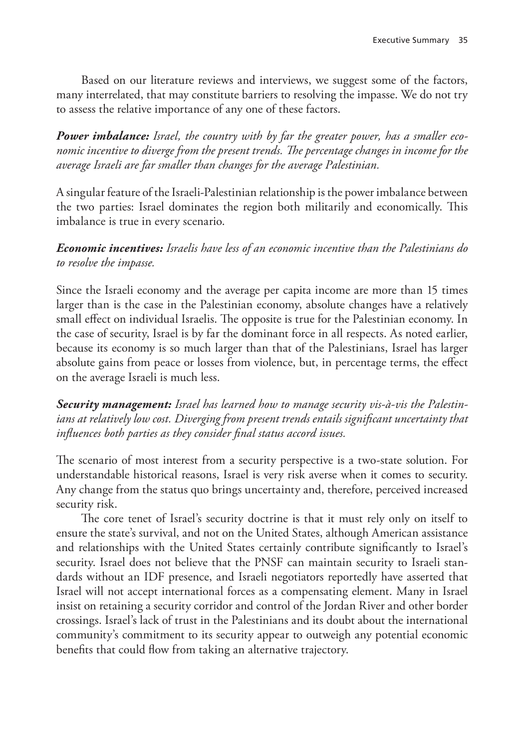Based on our literature reviews and interviews, we suggest some of the factors, many interrelated, that may constitute barriers to resolving the impasse. We do not try to assess the relative importance of any one of these factors.

***Power imbalance:*** *Israel, the country with by far the greater power, has a smaller economic incentive to diverge from the present trends. The percentage changes in income for the average Israeli are far smaller than changes for the average Palestinian.*

A singular feature of the Israeli-Palestinian relationship is the power imbalance between the two parties: Israel dominates the region both militarily and economically. This imbalance is true in every scenario.

***Economic incentives:*** *Israelis have less of an economic incentive than the Palestinians do to resolve the impasse.*

Since the Israeli economy and the average per capita income are more than 15 times larger than is the case in the Palestinian economy, absolute changes have a relatively small effect on individual Israelis. The opposite is true for the Palestinian economy. In the case of security, Israel is by far the dominant force in all respects. As noted earlier, because its economy is so much larger than that of the Palestinians, Israel has larger absolute gains from peace or losses from violence, but, in percentage terms, the effect on the average Israeli is much less.

***Security management:*** *Israel has learned how to manage security vis-à-vis the Palestinians at relatively low cost. Diverging from present trends entails significant uncertainty that influences both parties as they consider final status accord issues.*

The scenario of most interest from a security perspective is a two-state solution. For understandable historical reasons, Israel is very risk averse when it comes to security. Any change from the status quo brings uncertainty and, therefore, perceived increased security risk.

The core tenet of Israel's security doctrine is that it must rely only on itself to ensure the state's survival, and not on the United States, although American assistance and relationships with the United States certainly contribute significantly to Israel's security. Israel does not believe that the PNSF can maintain security to Israeli standards without an IDF presence, and Israeli negotiators reportedly have asserted that Israel will not accept international forces as a compensating element. Many in Israel insist on retaining a security corridor and control of the Jordan River and other border crossings. Israel's lack of trust in the Palestinians and its doubt about the international community's commitment to its security appear to outweigh any potential economic benefits that could flow from taking an alternative trajectory.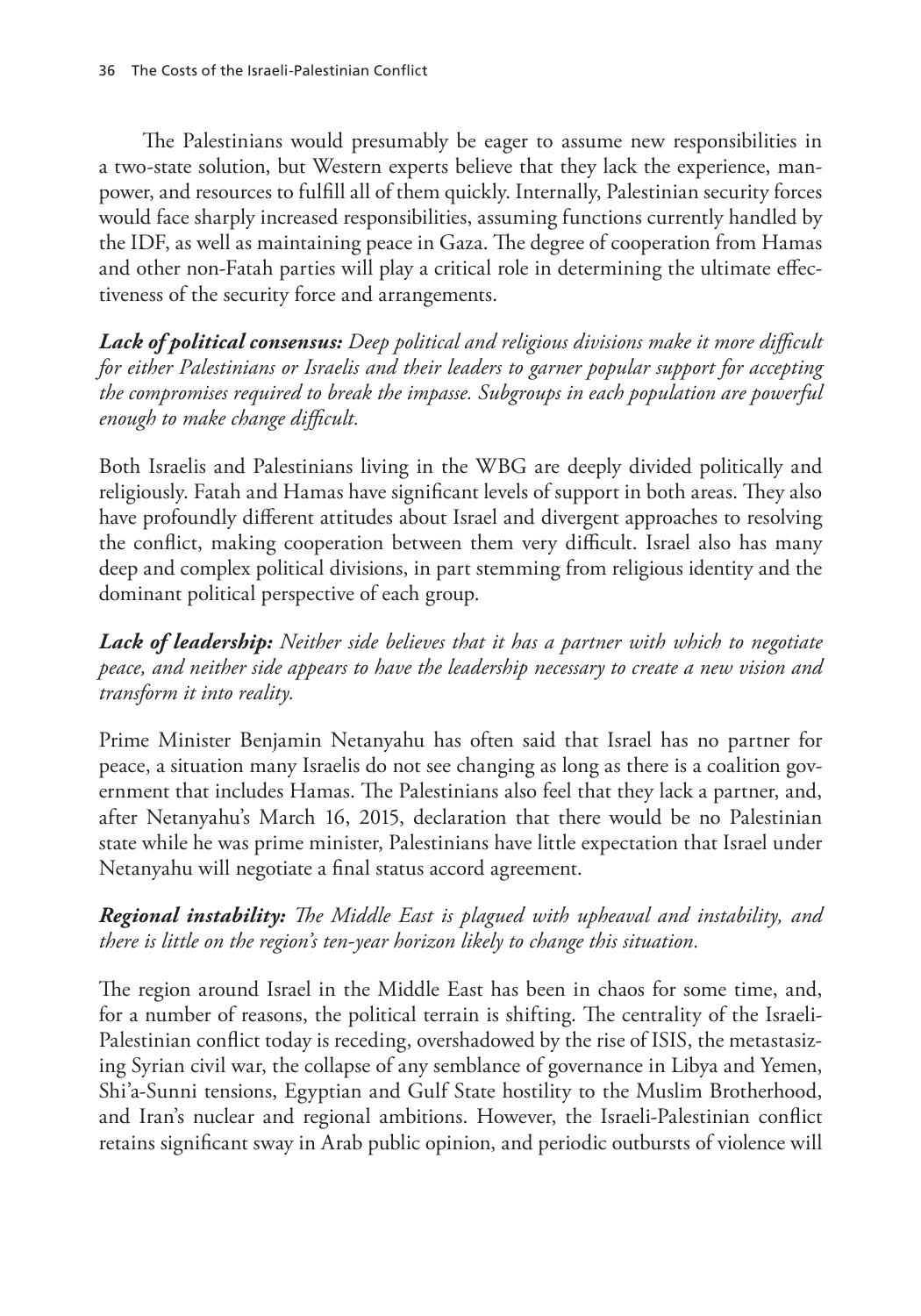The Palestinians would presumably be eager to assume new responsibilities in a two-state solution, but Western experts believe that they lack the experience, manpower, and resources to fulfill all of them quickly. Internally, Palestinian security forces would face sharply increased responsibilities, assuming functions currently handled by the IDF, as well as maintaining peace in Gaza. The degree of cooperation from Hamas and other non-Fatah parties will play a critical role in determining the ultimate effectiveness of the security force and arrangements.

***Lack of political consensus:*** *Deep political and religious divisions make it more difficult for either Palestinians or Israelis and their leaders to garner popular support for accepting the compromises required to break the impasse. Subgroups in each population are powerful enough to make change difficult.*

Both Israelis and Palestinians living in the WBG are deeply divided politically and religiously. Fatah and Hamas have significant levels of support in both areas. They also have profoundly different attitudes about Israel and divergent approaches to resolving the conflict, making cooperation between them very difficult. Israel also has many deep and complex political divisions, in part stemming from religious identity and the dominant political perspective of each group.

***Lack of leadership:*** *Neither side believes that it has a partner with which to negotiate peace, and neither side appears to have the leadership necessary to create a new vision and transform it into reality.*

Prime Minister Benjamin Netanyahu has often said that Israel has no partner for peace, a situation many Israelis do not see changing as long as there is a coalition government that includes Hamas. The Palestinians also feel that they lack a partner, and, after Netanyahu's March 16, 2015, declaration that there would be no Palestinian state while he was prime minister, Palestinians have little expectation that Israel under Netanyahu will negotiate a final status accord agreement.

***Regional instability:*** *The Middle East is plagued with upheaval and instability, and there is little on the region's ten-year horizon likely to change this situation.*

The region around Israel in the Middle East has been in chaos for some time, and, for a number of reasons, the political terrain is shifting. The centrality of the Israeli-Palestinian conflict today is receding, overshadowed by the rise of ISIS, the metastasizing Syrian civil war, the collapse of any semblance of governance in Libya and Yemen, Shi'a-Sunni tensions, Egyptian and Gulf State hostility to the Muslim Brotherhood, and Iran's nuclear and regional ambitions. However, the Israeli-Palestinian conflict retains significant sway in Arab public opinion, and periodic outbursts of violence will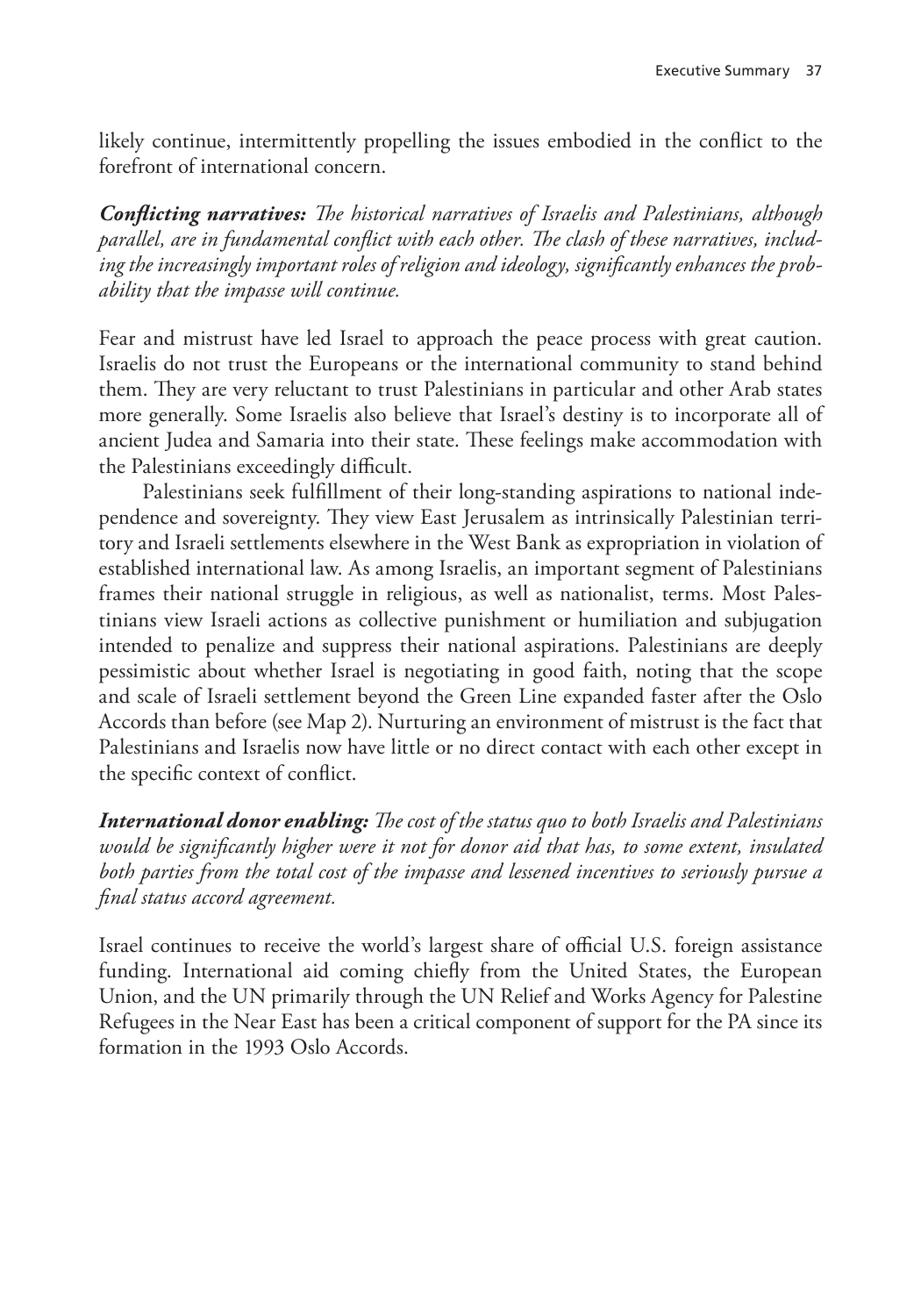likely continue, intermittently propelling the issues embodied in the conflict to the forefront of international concern.

***Conflicting narratives:*** *The historical narratives of Israelis and Palestinians, although parallel, are in fundamental conflict with each other. The clash of these narratives, including the increasingly important roles of religion and ideology, significantly enhances the probability that the impasse will continue.*

Fear and mistrust have led Israel to approach the peace process with great caution. Israelis do not trust the Europeans or the international community to stand behind them. They are very reluctant to trust Palestinians in particular and other Arab states more generally. Some Israelis also believe that Israel's destiny is to incorporate all of ancient Judea and Samaria into their state. These feelings make accommodation with the Palestinians exceedingly difficult.

Palestinians seek fulfillment of their long-standing aspirations to national independence and sovereignty. They view East Jerusalem as intrinsically Palestinian territory and Israeli settlements elsewhere in the West Bank as expropriation in violation of established international law. As among Israelis, an important segment of Palestinians frames their national struggle in religious, as well as nationalist, terms. Most Palestinians view Israeli actions as collective punishment or humiliation and subjugation intended to penalize and suppress their national aspirations. Palestinians are deeply pessimistic about whether Israel is negotiating in good faith, noting that the scope and scale of Israeli settlement beyond the Green Line expanded faster after the Oslo Accords than before (see Map 2). Nurturing an environment of mistrust is the fact that Palestinians and Israelis now have little or no direct contact with each other except in the specific context of conflict.

***International donor enabling:*** *The cost of the status quo to both Israelis and Palestinians would be significantly higher were it not for donor aid that has, to some extent, insulated both parties from the total cost of the impasse and lessened incentives to seriously pursue a final status accord agreement.*

Israel continues to receive the world's largest share of official U.S. foreign assistance funding. International aid coming chiefly from the United States, the European Union, and the UN primarily through the UN Relief and Works Agency for Palestine Refugees in the Near East has been a critical component of support for the PA since its formation in the 1993 Oslo Accords.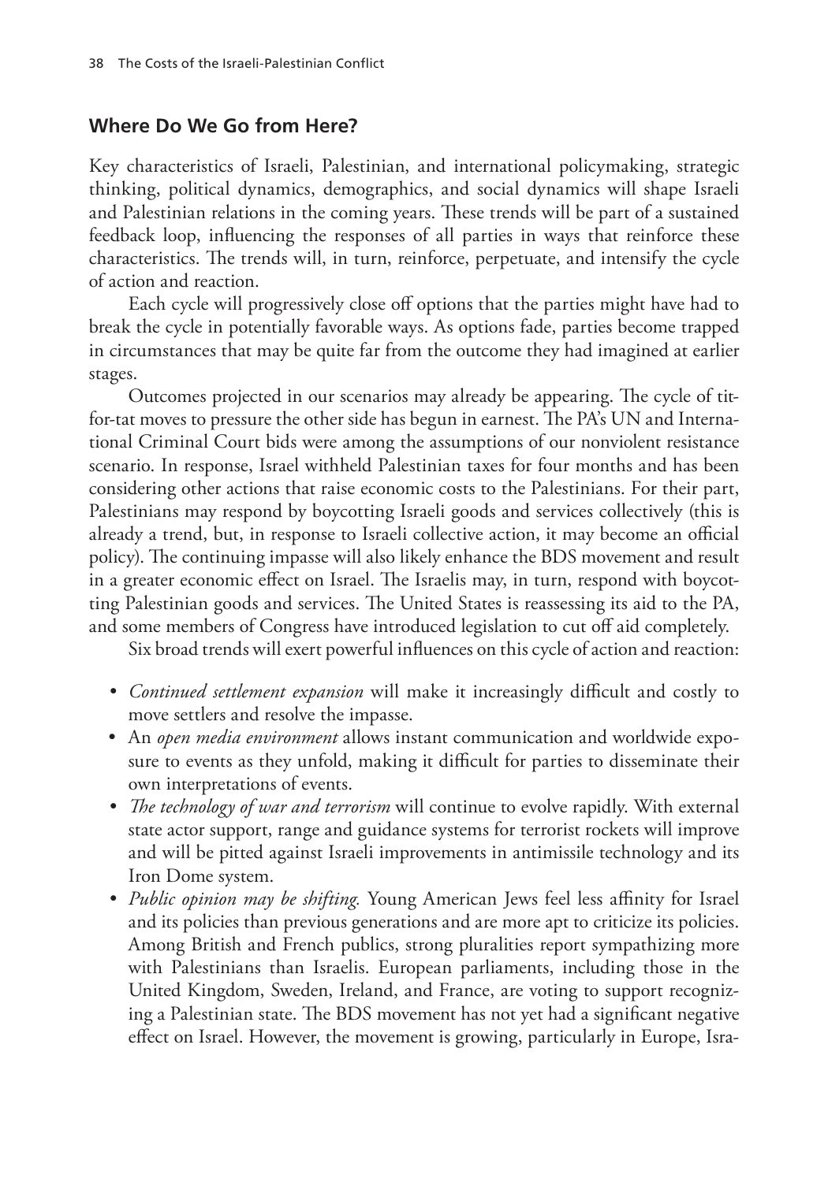## Where Do We Go from Here?

Key characteristics of Israeli, Palestinian, and international policymaking, strategic thinking, political dynamics, demographics, and social dynamics will shape Israeli and Palestinian relations in the coming years. These trends will be part of a sustained feedback loop, influencing the responses of all parties in ways that reinforce these characteristics. The trends will, in turn, reinforce, perpetuate, and intensify the cycle of action and reaction.

Each cycle will progressively close off options that the parties might have had to break the cycle in potentially favorable ways. As options fade, parties become trapped in circumstances that may be quite far from the outcome they had imagined at earlier stages.

Outcomes projected in our scenarios may already be appearing. The cycle of tit-for-tat moves to pressure the other side has begun in earnest. The PA's UN and International Criminal Court bids were among the assumptions of our nonviolent resistance scenario. In response, Israel withheld Palestinian taxes for four months and has been considering other actions that raise economic costs to the Palestinians. For their part, Palestinians may respond by boycotting Israeli goods and services collectively (this is already a trend, but, in response to Israeli collective action, it may become an official policy). The continuing impasse will also likely enhance the BDS movement and result in a greater economic effect on Israel. The Israelis may, in turn, respond with boycotting Palestinian goods and services. The United States is reassessing its aid to the PA, and some members of Congress have introduced legislation to cut off aid completely.

Six broad trends will exert powerful influences on this cycle of action and reaction:

- *Continued settlement expansion* will make it increasingly difficult and costly to move settlers and resolve the impasse.
- An *open media environment* allows instant communication and worldwide exposure to events as they unfold, making it difficult for parties to disseminate their own interpretations of events.
- *The technology of war and terrorism* will continue to evolve rapidly. With external state actor support, range and guidance systems for terrorist rockets will improve and will be pitted against Israeli improvements in antimissile technology and its Iron Dome system.
- *Public opinion may be shifting.* Young American Jews feel less affinity for Israel and its policies than previous generations and are more apt to criticize its policies. Among British and French publics, strong pluralities report sympathizing more with Palestinians than Israelis. European parliaments, including those in the United Kingdom, Sweden, Ireland, and France, are voting to support recognizing a Palestinian state. The BDS movement has not yet had a significant negative effect on Israel. However, the movement is growing, particularly in Europe, Isra-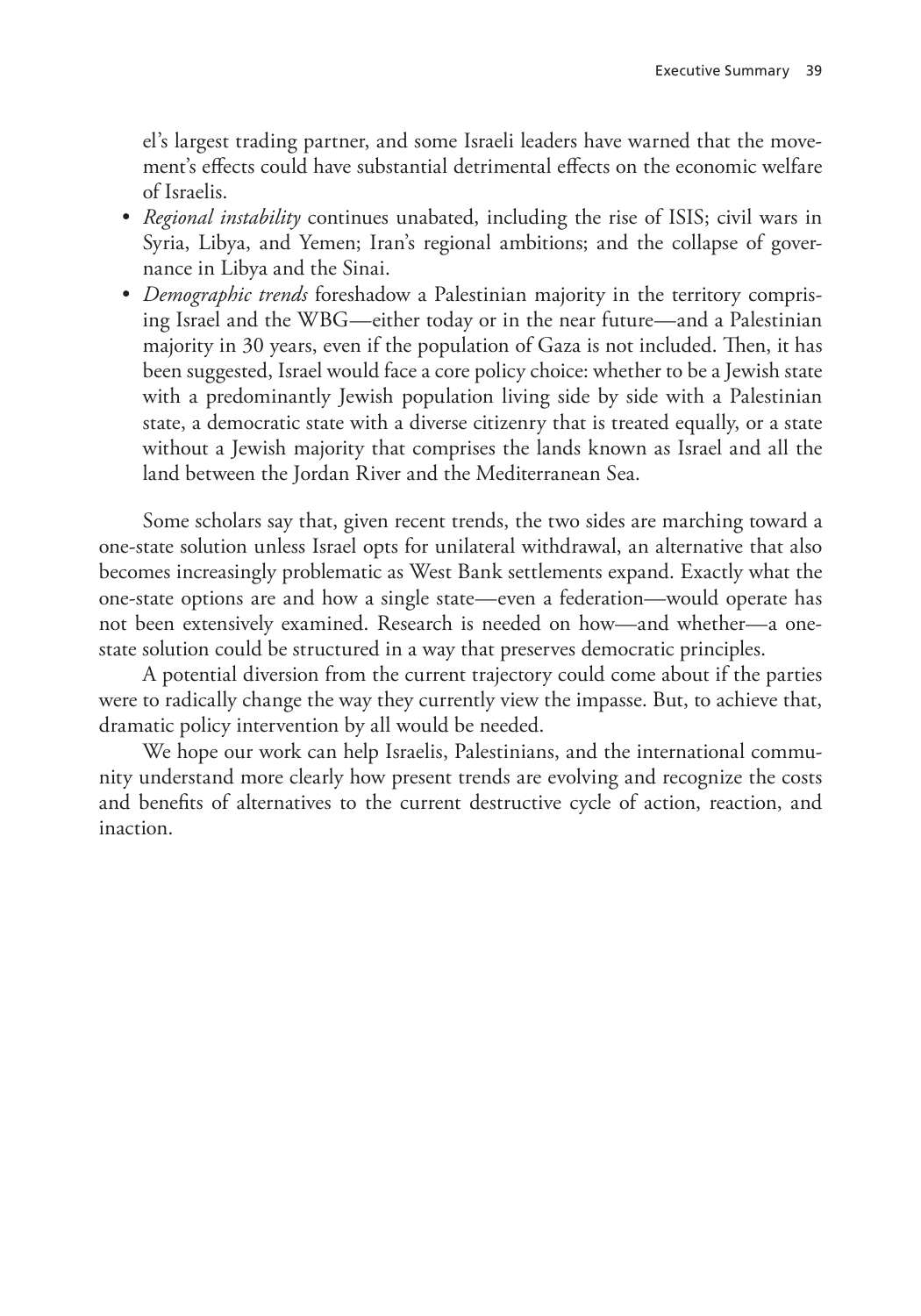el's largest trading partner, and some Israeli leaders have warned that the movement's effects could have substantial detrimental effects on the economic welfare of Israelis.

- *Regional instability* continues unabated, including the rise of ISIS; civil wars in Syria, Libya, and Yemen; Iran's regional ambitions; and the collapse of governance in Libya and the Sinai.
- *Demographic trends* foreshadow a Palestinian majority in the territory comprising Israel and the WBG—either today or in the near future—and a Palestinian majority in 30 years, even if the population of Gaza is not included. Then, it has been suggested, Israel would face a core policy choice: whether to be a Jewish state with a predominantly Jewish population living side by side with a Palestinian state, a democratic state with a diverse citizenry that is treated equally, or a state without a Jewish majority that comprises the lands known as Israel and all the land between the Jordan River and the Mediterranean Sea.

Some scholars say that, given recent trends, the two sides are marching toward a one-state solution unless Israel opts for unilateral withdrawal, an alternative that also becomes increasingly problematic as West Bank settlements expand. Exactly what the one-state options are and how a single state—even a federation—would operate has not been extensively examined. Research is needed on how—and whether—a one-state solution could be structured in a way that preserves democratic principles.

A potential diversion from the current trajectory could come about if the parties were to radically change the way they currently view the impasse. But, to achieve that, dramatic policy intervention by all would be needed.

We hope our work can help Israelis, Palestinians, and the international community understand more clearly how present trends are evolving and recognize the costs and benefits of alternatives to the current destructive cycle of action, reaction, and inaction.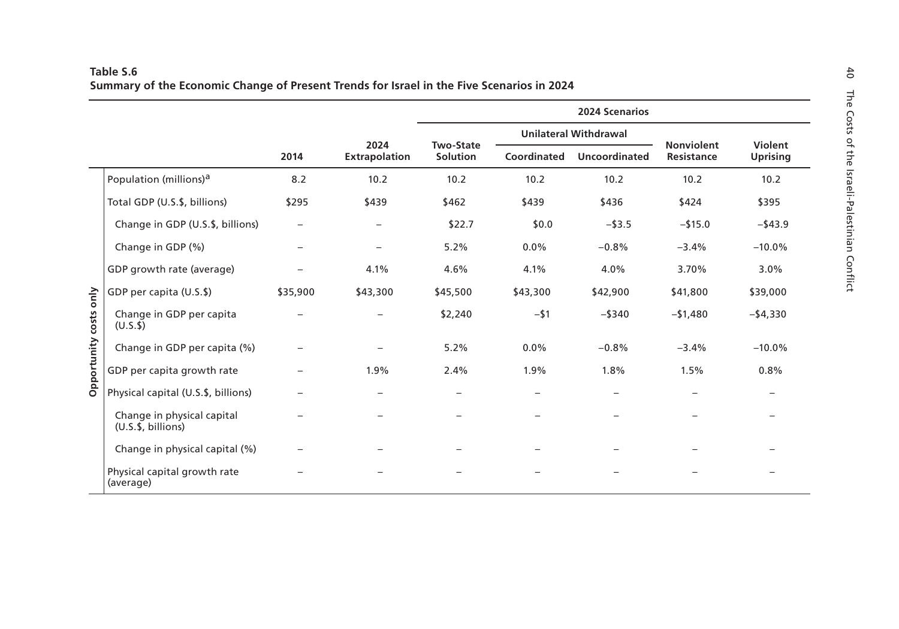**Table S.6**
**Summary of the Economic Change of Present Trends for Israel in the Five Scenarios in 2024**

| | | | | 2024 Scenarios | | | | |
|---|---|---|---|---|---|---|---|---|
| | | | | | Unilateral Withdrawal | | | |
| | | 2014 | 2024 Extrapolation | Two-State Solution | Coordinated | Uncoordinated | Nonviolent Resistance | Violent Uprising |
| Opportunity costs only | Population (millions)[a] | 8.2 | 10.2 | 10.2 | 10.2 | 10.2 | 10.2 | 10.2 |
| | Total GDP (U.S.$, billions) | $295 | $439 | $462 | $439 | $436 | $424 | $395 |
| | Change in GDP (U.S.$, billions) | – | – | $22.7 | $0.0 | –$3.5 | –$15.0 | –$43.9 |
| | Change in GDP (%) | – | – | 5.2% | 0.0% | –0.8% | –3.4% | –10.0% |
| | GDP growth rate (average) | – | 4.1% | 4.6% | 4.1% | 4.0% | 3.70% | 3.0% |
| | GDP per capita (U.S.$) | $35,900 | $43,300 | $45,500 | $43,300 | $42,900 | $41,800 | $39,000 |
| | Change in GDP per capita (U.S.$) | – | – | $2,240 | –$1 | –$340 | –$1,480 | –$4,330 |
| | Change in GDP per capita (%) | – | – | 5.2% | 0.0% | –0.8% | –3.4% | –10.0% |
| | GDP per capita growth rate | – | 1.9% | 2.4% | 1.9% | 1.8% | 1.5% | 0.8% |
| | Physical capital (U.S.$, billions) | – | – | – | – | – | – | – |
| | Change in physical capital (U.S.$, billions) | – | – | – | – | – | – | – |
| | Change in physical capital (%) | – | – | – | – | – | – | – |
| | Physical capital growth rate (average) | – | – | – | – | – | – | – |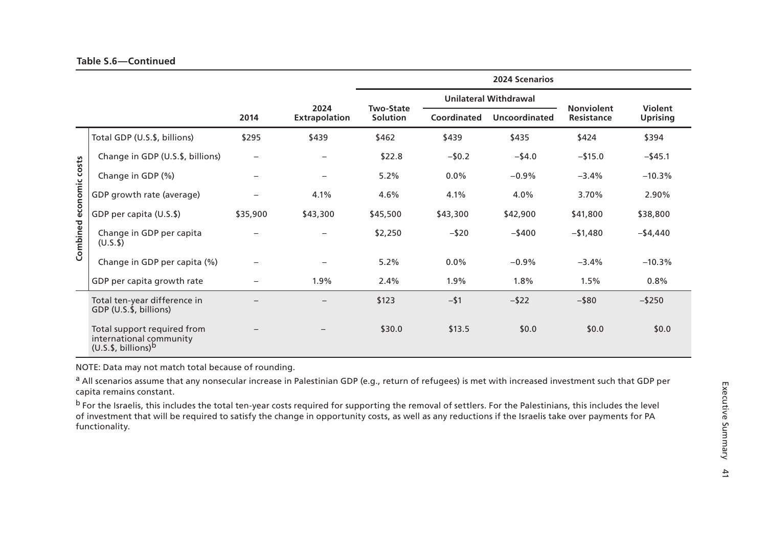**Table S.6—Continued**

| | | 2014 | 2024 Extrapolation | 2024 Scenarios | | | | |
|---|---|---|---|---|---|---|---|---|
| | | | | Two-State Solution | Unilateral Withdrawal | | Nonviolent Resistance | Violent Uprising |
| | | | | | Coordinated | Uncoordinated | | |
| Combined economic costs | Total GDP (U.S.$, billions) | $295 | $439 | $462 | $439 | $435 | $424 | $394 |
| | Change in GDP (U.S.$, billions) | – | – | $22.8 | –$0.2 | –$4.0 | –$15.0 | –$45.1 |
| | Change in GDP (%) | – | – | 5.2% | 0.0% | –0.9% | –3.4% | –10.3% |
| | GDP growth rate (average) | – | 4.1% | 4.6% | 4.1% | 4.0% | 3.70% | 2.90% |
| | GDP per capita (U.S.$) | $35,900 | $43,300 | $45,500 | $43,300 | $42,900 | $41,800 | $38,800 |
| | Change in GDP per capita (U.S.$) | – | – | $2,250 | –$20 | –$400 | –$1,480 | –$4,440 |
| | Change in GDP per capita (%) | – | – | 5.2% | 0.0% | –0.9% | –3.4% | –10.3% |
| | GDP per capita growth rate | – | 1.9% | 2.4% | 1.9% | 1.8% | 1.5% | 0.8% |
| | Total ten-year difference in GDP (U.S.$, billions) | – | – | $123 | –$1 | –$22 | –$80 | –$250 |
| | Total support required from international community (U.S.$, billions)[b] | – | – | $30.0 | $13.5 | $0.0 | $0.0 | $0.0 |

NOTE: Data may not match total because of rounding.

[a] All scenarios assume that any nonsecular increase in Palestinian GDP (e.g., return of refugees) is met with increased investment such that GDP per capita remains constant.

[b] For the Israelis, this includes the total ten-year costs required for supporting the removal of settlers. For the Palestinians, this includes the level of investment that will be required to satisfy the change in opportunity costs, as well as any reductions if the Israelis take over payments for PA functionality.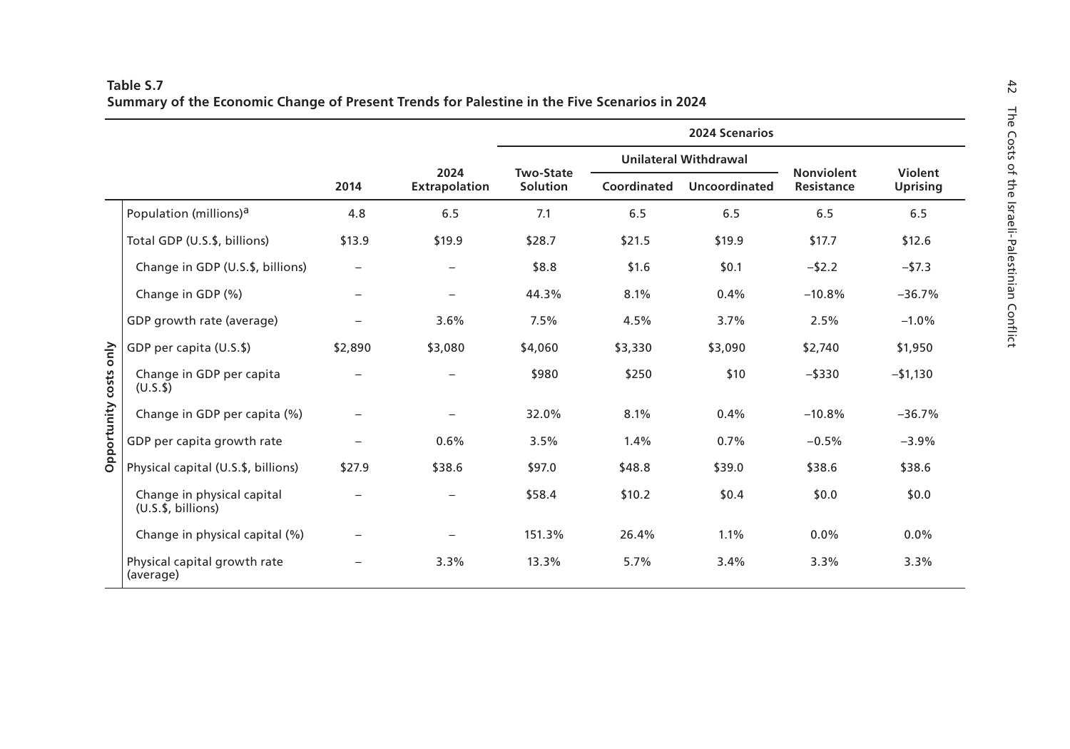**Table S.7**
**Summary of the Economic Change of Present Trends for Palestine in the Five Scenarios in 2024**

| | | | | 2024 Scenarios | | | | |
|---|---|---|---|---|---|---|---|---|
| | | | | | Unilateral Withdrawal | | | |
| | | 2014 | 2024 Extrapolation | Two-State Solution | Coordinated | Uncoordinated | Nonviolent Resistance | Violent Uprising |
| Opportunity costs only | Population (millions)[a] | 4.8 | 6.5 | 7.1 | 6.5 | 6.5 | 6.5 | 6.5 |
| | Total GDP (U.S.$, billions) | $13.9 | $19.9 | $28.7 | $21.5 | $19.9 | $17.7 | $12.6 |
| | Change in GDP (U.S.$, billions) | – | – | $8.8 | $1.6 | $0.1 | –$2.2 | –$7.3 |
| | Change in GDP (%) | – | – | 44.3% | 8.1% | 0.4% | –10.8% | –36.7% |
| | GDP growth rate (average) | – | 3.6% | 7.5% | 4.5% | 3.7% | 2.5% | –1.0% |
| | GDP per capita (U.S.$) | $2,890 | $3,080 | $4,060 | $3,330 | $3,090 | $2,740 | $1,950 |
| | Change in GDP per capita (U.S.$) | – | – | $980 | $250 | $10 | –$330 | –$1,130 |
| | Change in GDP per capita (%) | – | – | 32.0% | 8.1% | 0.4% | –10.8% | –36.7% |
| | GDP per capita growth rate | – | 0.6% | 3.5% | 1.4% | 0.7% | –0.5% | –3.9% |
| | Physical capital (U.S.$, billions) | $27.9 | $38.6 | $97.0 | $48.8 | $39.0 | $38.6 | $38.6 |
| | Change in physical capital (U.S.$, billions) | – | – | $58.4 | $10.2 | $0.4 | $0.0 | $0.0 |
| | Change in physical capital (%) | – | – | 151.3% | 26.4% | 1.1% | 0.0% | 0.0% |
| | Physical capital growth rate (average) | – | 3.3% | 13.3% | 5.7% | 3.4% | 3.3% | 3.3% |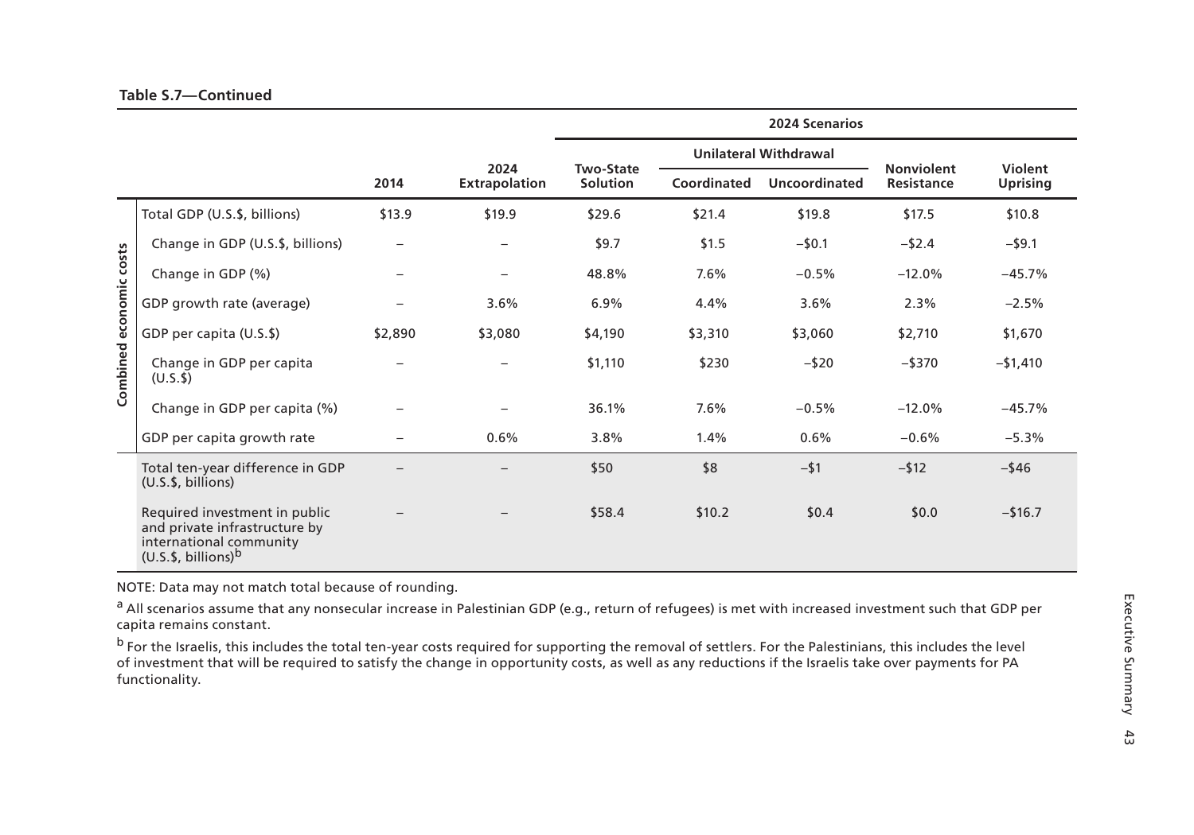**Table S.7—Continued**

| | | | | 2024 Scenarios | | | | |
|---|---|---|---|---|---|---|---|---|
| | | | | | Unilateral Withdrawal | | | |
| | | 2014 | 2024 Extrapolation | Two-State Solution | Coordinated | Uncoordinated | Nonviolent Resistance | Violent Uprising |
| Combined economic costs | Total GDP (U.S.$, billions) | $13.9 | $19.9 | $29.6 | $21.4 | $19.8 | $17.5 | $10.8 |
| | Change in GDP (U.S.$, billions) | – | – | $9.7 | $1.5 | −$0.1 | −$2.4 | −$9.1 |
| | Change in GDP (%) | – | – | 48.8% | 7.6% | −0.5% | −12.0% | −45.7% |
| | GDP growth rate (average) | – | 3.6% | 6.9% | 4.4% | 3.6% | 2.3% | −2.5% |
| | GDP per capita (U.S.$) | $2,890 | $3,080 | $4,190 | $3,310 | $3,060 | $2,710 | $1,670 |
| | Change in GDP per capita (U.S.$) | – | – | $1,110 | $230 | −$20 | −$370 | −$1,410 |
| | Change in GDP per capita (%) | – | – | 36.1% | 7.6% | −0.5% | −12.0% | −45.7% |
| | GDP per capita growth rate | – | 0.6% | 3.8% | 1.4% | 0.6% | −0.6% | −5.3% |
| | Total ten-year difference in GDP (U.S.$, billions) | – | – | $50 | $8 | −$1 | −$12 | −$46 |
| | Required investment in public and private infrastructure by international community (U.S.$, billions)[b] | – | – | $58.4 | $10.2 | $0.4 | $0.0 | −$16.7 |

NOTE: Data may not match total because of rounding.

[a] All scenarios assume that any nonsecular increase in Palestinian GDP (e.g., return of refugees) is met with increased investment such that GDP per capita remains constant.

[b] For the Israelis, this includes the total ten-year costs required for supporting the removal of settlers. For the Palestinians, this includes the level of investment that will be required to satisfy the change in opportunity costs, as well as any reductions if the Israelis take over payments for PA functionality.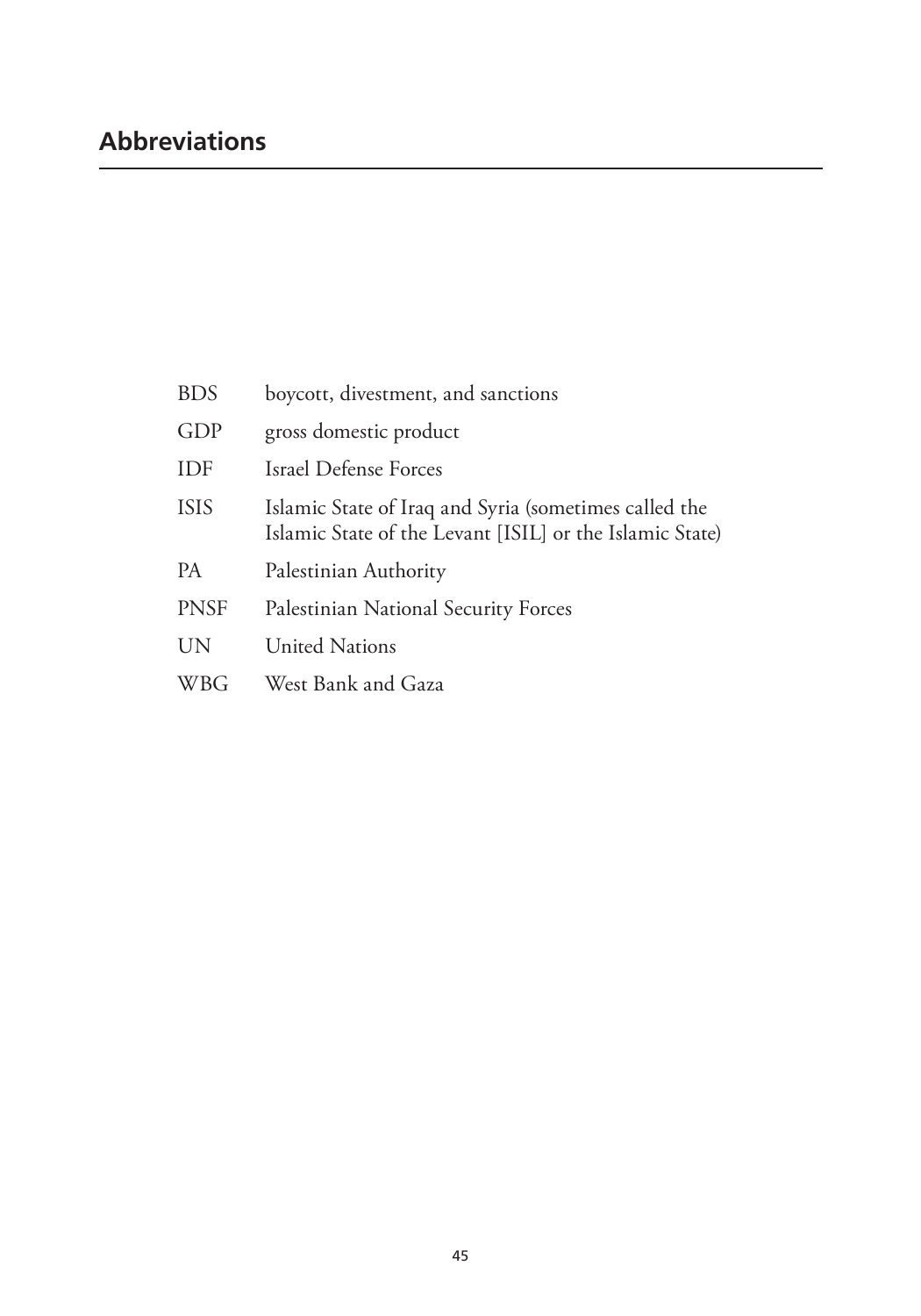## Abbreviations

| | |
|---|---|
| BDS | boycott, divestment, and sanctions |
| GDP | gross domestic product |
| IDF | Israel Defense Forces |
| ISIS | Islamic State of Iraq and Syria (sometimes called the Islamic State of the Levant [ISIL] or the Islamic State) |
| PA | Palestinian Authority |
| PNSF | Palestinian National Security Forces |
| UN | United Nations |
| WBG | West Bank and Gaza |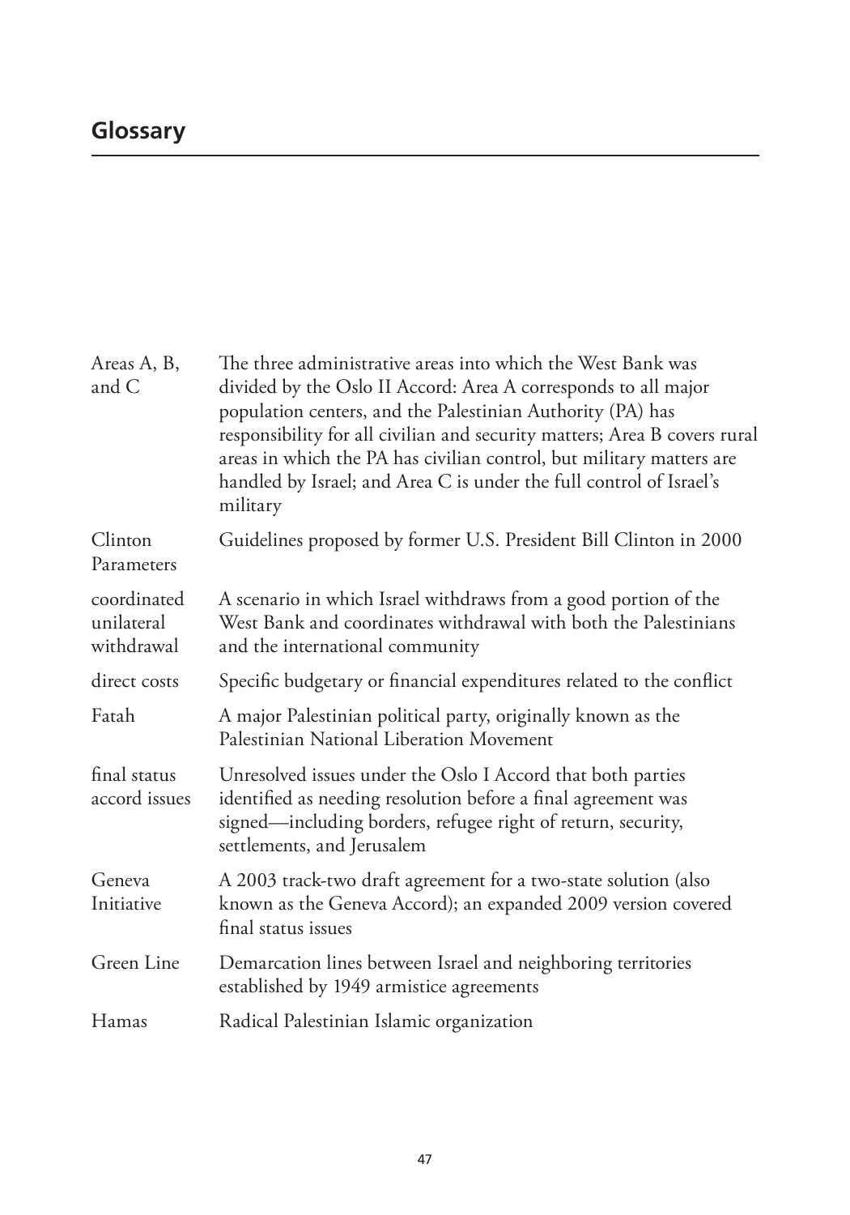# Glossary

| | |
|---|---|
| Areas A, B, and C | The three administrative areas into which the West Bank was divided by the Oslo II Accord: Area A corresponds to all major population centers, and the Palestinian Authority (PA) has responsibility for all civilian and security matters; Area B covers rural areas in which the PA has civilian control, but military matters are handled by Israel; and Area C is under the full control of Israel's military |
| Clinton Parameters | Guidelines proposed by former U.S. President Bill Clinton in 2000 |
| coordinated unilateral withdrawal | A scenario in which Israel withdraws from a good portion of the West Bank and coordinates withdrawal with both the Palestinians and the international community |
| direct costs | Specific budgetary or financial expenditures related to the conflict |
| Fatah | A major Palestinian political party, originally known as the Palestinian National Liberation Movement |
| final status accord issues | Unresolved issues under the Oslo I Accord that both parties identified as needing resolution before a final agreement was signed—including borders, refugee right of return, security, settlements, and Jerusalem |
| Geneva Initiative | A 2003 track-two draft agreement for a two-state solution (also known as the Geneva Accord); an expanded 2009 version covered final status issues |
| Green Line | Demarcation lines between Israel and neighboring territories established by 1949 armistice agreements |
| Hamas | Radical Palestinian Islamic organization |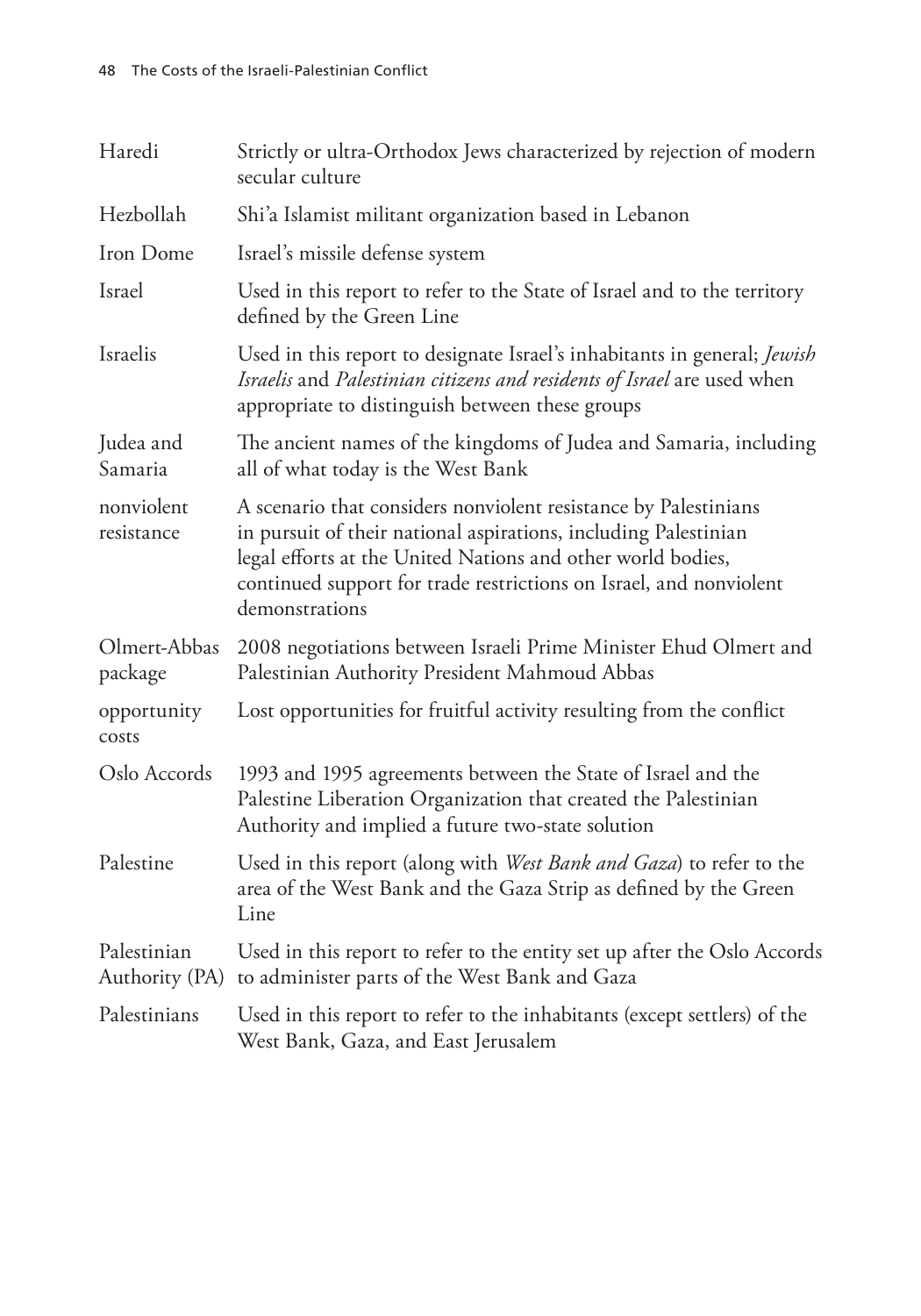| | |
|---|---|
| Haredi | Strictly or ultra-Orthodox Jews characterized by rejection of modern secular culture |
| Hezbollah | Shi'a Islamist militant organization based in Lebanon |
| Iron Dome | Israel's missile defense system |
| Israel | Used in this report to refer to the State of Israel and to the territory defined by the Green Line |
| Israelis | Used in this report to designate Israel's inhabitants in general; *Jewish Israelis* and *Palestinian citizens and residents of Israel* are used when appropriate to distinguish between these groups |
| Judea and Samaria | The ancient names of the kingdoms of Judea and Samaria, including all of what today is the West Bank |
| nonviolent resistance | A scenario that considers nonviolent resistance by Palestinians in pursuit of their national aspirations, including Palestinian legal efforts at the United Nations and other world bodies, continued support for trade restrictions on Israel, and nonviolent demonstrations |
| Olmert-Abbas package | 2008 negotiations between Israeli Prime Minister Ehud Olmert and Palestinian Authority President Mahmoud Abbas |
| opportunity costs | Lost opportunities for fruitful activity resulting from the conflict |
| Oslo Accords | 1993 and 1995 agreements between the State of Israel and the Palestine Liberation Organization that created the Palestinian Authority and implied a future two-state solution |
| Palestine | Used in this report (along with *West Bank and Gaza*) to refer to the area of the West Bank and the Gaza Strip as defined by the Green Line |
| Palestinian Authority (PA) | Used in this report to refer to the entity set up after the Oslo Accords to administer parts of the West Bank and Gaza |
| Palestinians | Used in this report to refer to the inhabitants (except settlers) of the West Bank, Gaza, and East Jerusalem |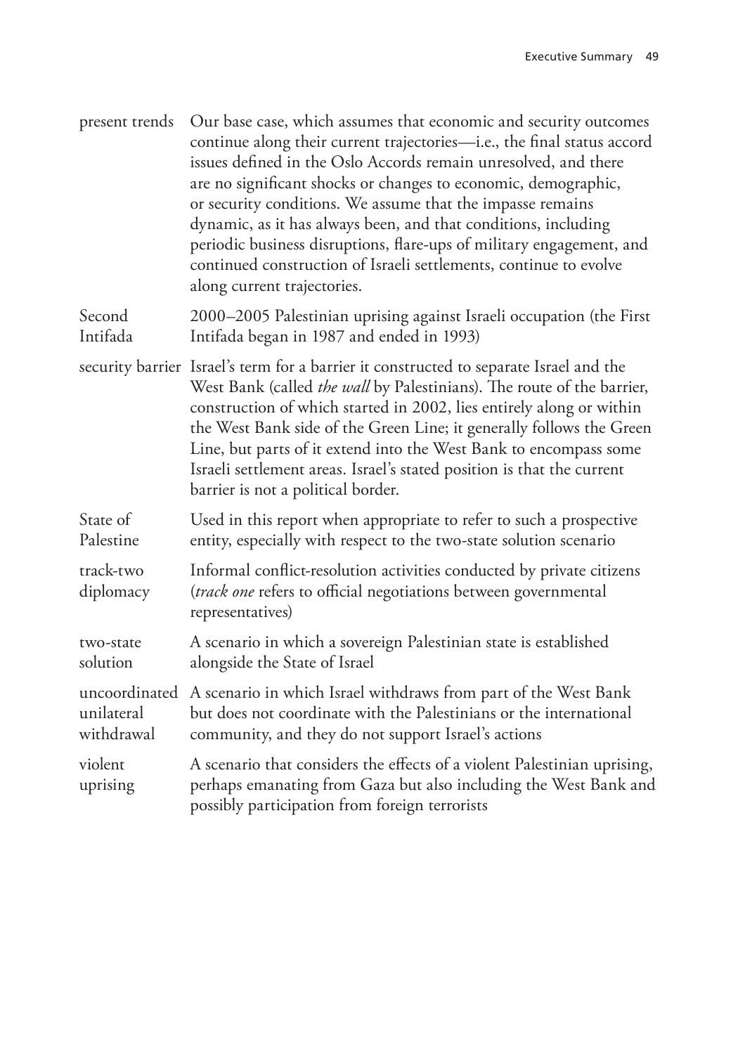| | |
|---|---|
| present trends | Our base case, which assumes that economic and security outcomes continue along their current trajectories—i.e., the final status accord issues defined in the Oslo Accords remain unresolved, and there are no significant shocks or changes to economic, demographic, or security conditions. We assume that the impasse remains dynamic, as it has always been, and that conditions, including periodic business disruptions, flare-ups of military engagement, and continued construction of Israeli settlements, continue to evolve along current trajectories. |
| Second Intifada | 2000–2005 Palestinian uprising against Israeli occupation (the First Intifada began in 1987 and ended in 1993) |
| security barrier | Israel's term for a barrier it constructed to separate Israel and the West Bank (called *the wall* by Palestinians). The route of the barrier, construction of which started in 2002, lies entirely along or within the West Bank side of the Green Line; it generally follows the Green Line, but parts of it extend into the West Bank to encompass some Israeli settlement areas. Israel's stated position is that the current barrier is not a political border. |
| State of Palestine | Used in this report when appropriate to refer to such a prospective entity, especially with respect to the two-state solution scenario |
| track-two diplomacy | Informal conflict-resolution activities conducted by private citizens (*track one* refers to official negotiations between governmental representatives) |
| two-state solution | A scenario in which a sovereign Palestinian state is established alongside the State of Israel |
| uncoordinated unilateral withdrawal | A scenario in which Israel withdraws from part of the West Bank but does not coordinate with the Palestinians or the international community, and they do not support Israel's actions |
| violent uprising | A scenario that considers the effects of a violent Palestinian uprising, perhaps emanating from Gaza but also including the West Bank and possibly participation from foreign terrorists |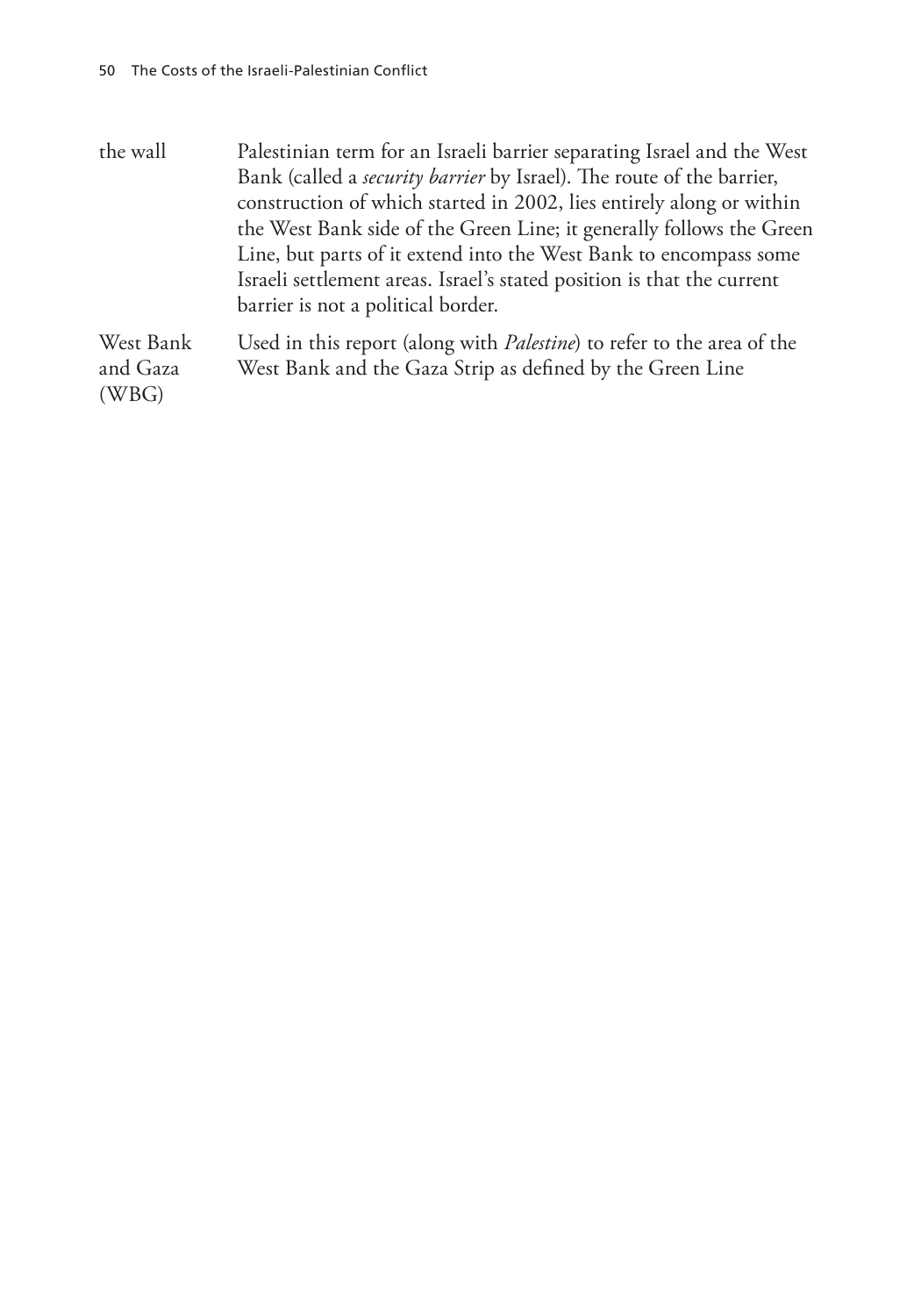| | |
|---|---|
| the wall | Palestinian term for an Israeli barrier separating Israel and the West Bank (called a *security barrier* by Israel). The route of the barrier, construction of which started in 2002, lies entirely along or within the West Bank side of the Green Line; it generally follows the Green Line, but parts of it extend into the West Bank to encompass some Israeli settlement areas. Israel's stated position is that the current barrier is not a political border. |
| West Bank and Gaza (WBG) | Used in this report (along with *Palestine*) to refer to the area of the West Bank and the Gaza Strip as defined by the Green Line |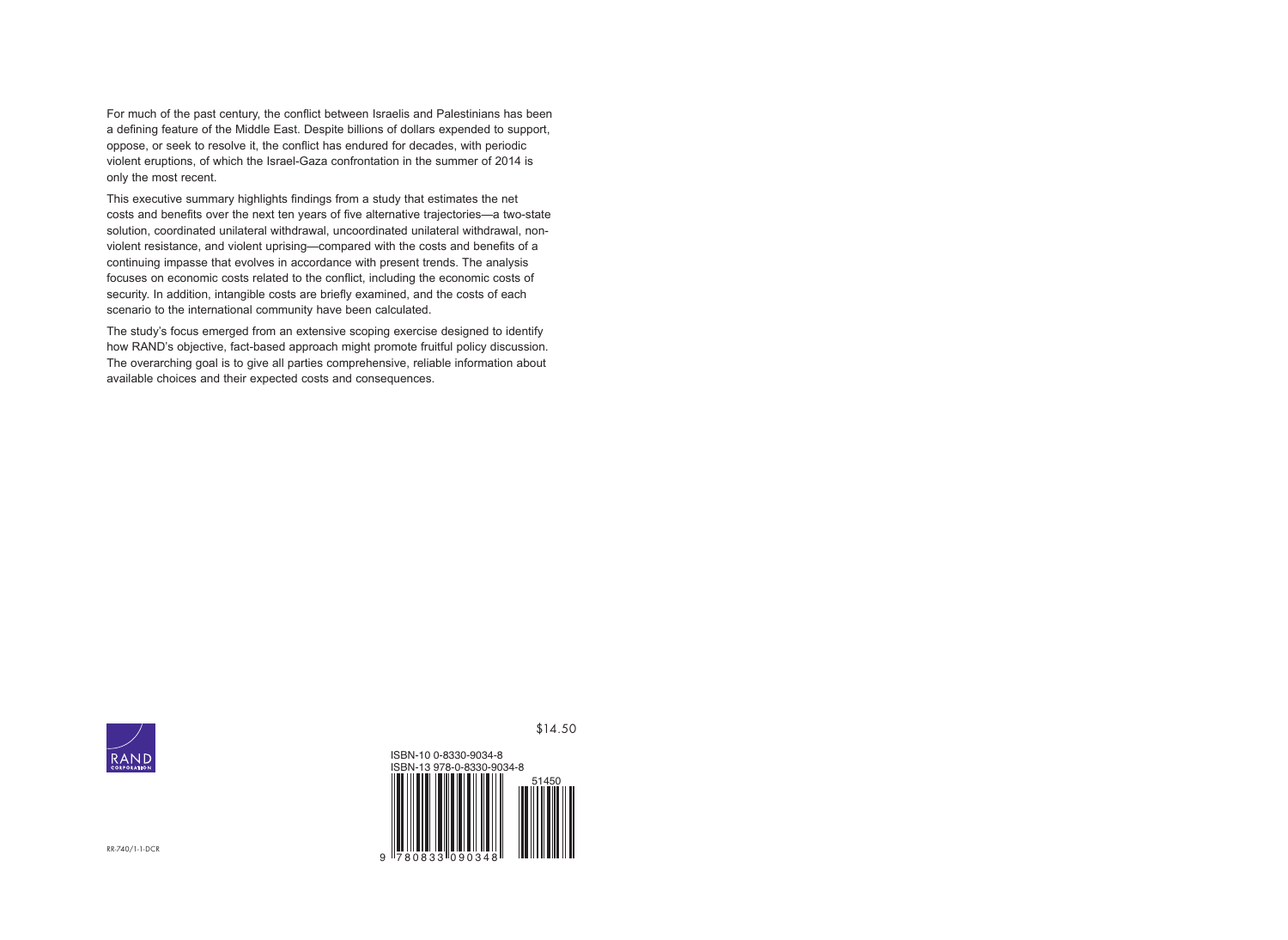For much of the past century, the conflict between Israelis and Palestinians has been a defining feature of the Middle East. Despite billions of dollars expended to support, oppose, or seek to resolve it, the conflict has endured for decades, with periodic violent eruptions, of which the Israel-Gaza confrontation in the summer of 2014 is only the most recent.

This executive summary highlights findings from a study that estimates the net costs and benefits over the next ten years of five alternative trajectories—a two-state solution, coordinated unilateral withdrawal, uncoordinated unilateral withdrawal, non-violent resistance, and violent uprising—compared with the costs and benefits of a continuing impasse that evolves in accordance with present trends. The analysis focuses on economic costs related to the conflict, including the economic costs of security. In addition, intangible costs are briefly examined, and the costs of each scenario to the international community have been calculated.

The study's focus emerged from an extensive scoping exercise designed to identify how RAND's objective, fact-based approach might promote fruitful policy discussion. The overarching goal is to give all parties comprehensive, reliable information about available choices and their expected costs and consequences.

RAND CORPORATION

$14.50

ISBN-10 0-8330-9034-8
ISBN-13 978-0-8330-9034-8

51450

9 780833 090348

RR-740/1-1-DCR